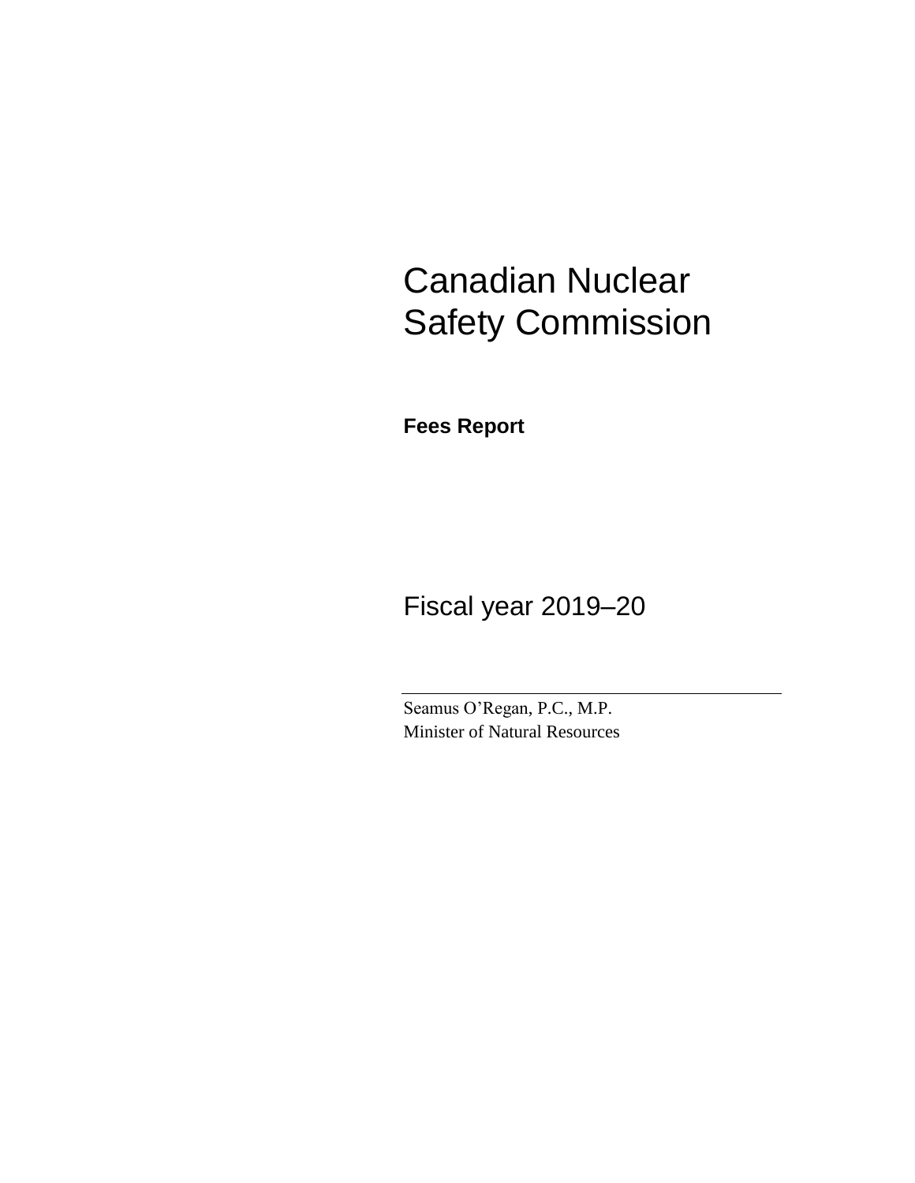# Canadian Nuclear Safety Commission

**Fees Report**

## Fiscal year 2019–20

---

Seamus O'Regan, P.C., M.P.
Minister of Natural Resources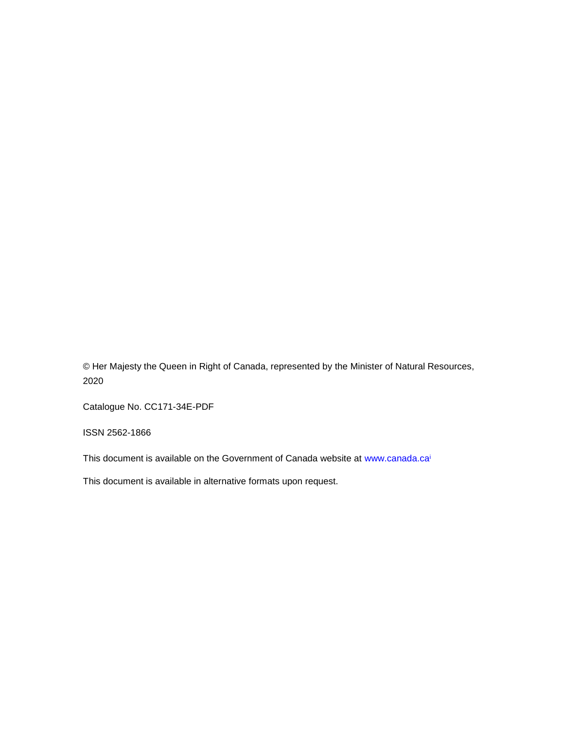© Her Majesty the Queen in Right of Canada, represented by the Minister of Natural Resources, 2020

Catalogue No. CC171-34E-PDF

ISSN 2562-1866

This document is available on the Government of Canada website at www.canada.ca[i]

This document is available in alternative formats upon request.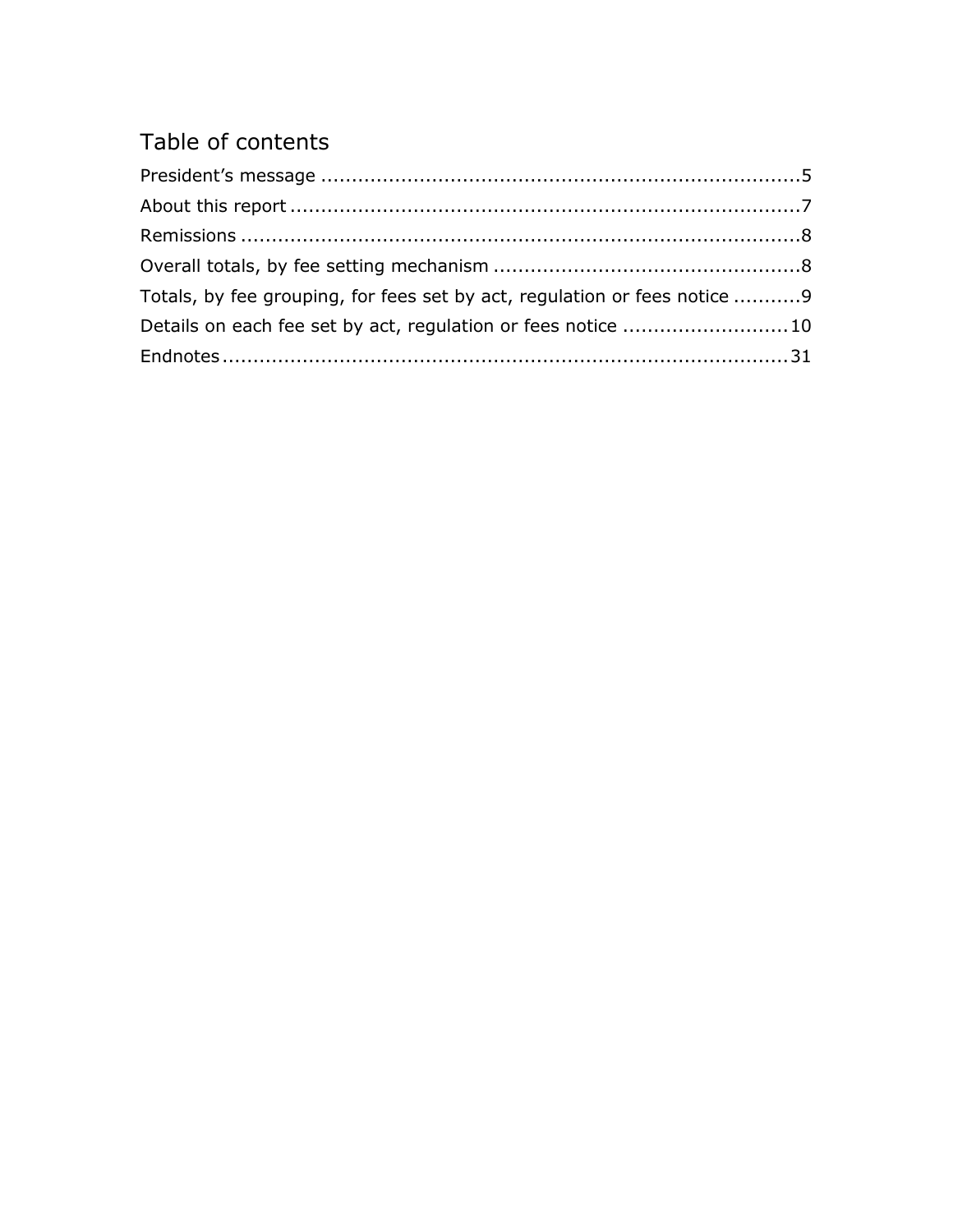## Table of contents

President's message ..........................................................................5
About this report ...............................................................................7
Remissions ........................................................................................8
Overall totals, by fee setting mechanism ...............................................8
Totals, by fee grouping, for fees set by act, regulation or fees notice ..........9
Details on each fee set by act, regulation or fees notice ..........................10
Endnotes .........................................................................................31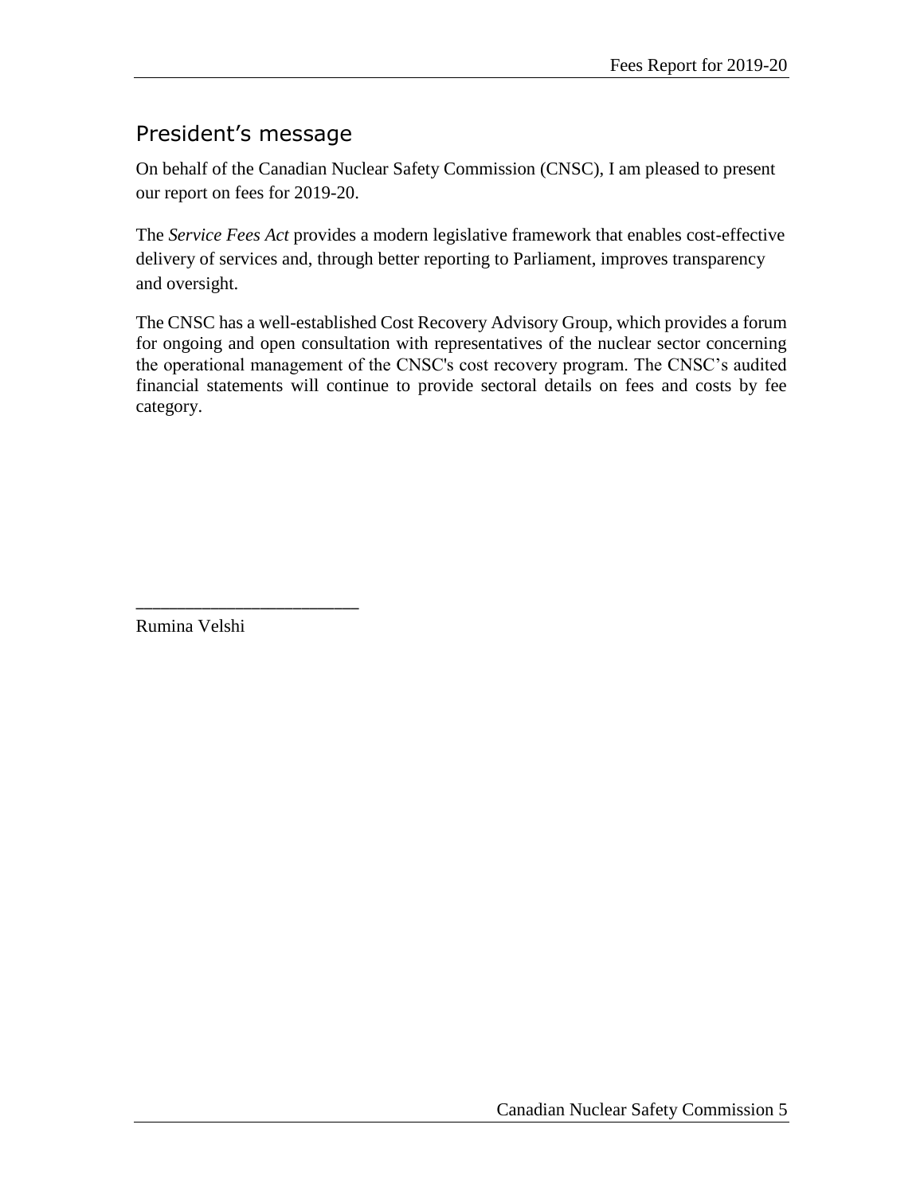## President's message

On behalf of the Canadian Nuclear Safety Commission (CNSC), I am pleased to present our report on fees for 2019-20.

The *Service Fees Act* provides a modern legislative framework that enables cost-effective delivery of services and, through better reporting to Parliament, improves transparency and oversight.

The CNSC has a well-established Cost Recovery Advisory Group, which provides a forum for ongoing and open consultation with representatives of the nuclear sector concerning the operational management of the CNSC's cost recovery program. The CNSC's audited financial statements will continue to provide sectoral details on fees and costs by fee category.

\_\_\_\_\_\_\_\_\_\_\_\_\_\_\_\_\_\_\_\_\_\_\_\_

Rumina Velshi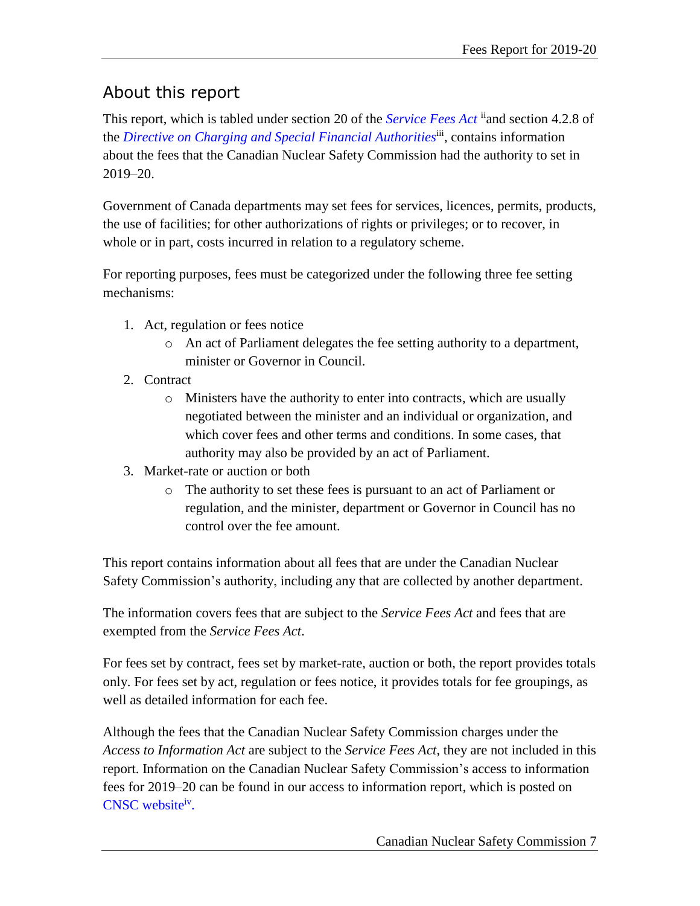## About this report

This report, which is tabled under section 20 of the *Service Fees Act* [ii] and section 4.2.8 of the *Directive on Charging and Special Financial Authorities* [iii], contains information about the fees that the Canadian Nuclear Safety Commission had the authority to set in 2019–20.

Government of Canada departments may set fees for services, licences, permits, products, the use of facilities; for other authorizations of rights or privileges; or to recover, in whole or in part, costs incurred in relation to a regulatory scheme.

For reporting purposes, fees must be categorized under the following three fee setting mechanisms:

1. Act, regulation or fees notice
   - An act of Parliament delegates the fee setting authority to a department, minister or Governor in Council.
2. Contract
   - Ministers have the authority to enter into contracts, which are usually negotiated between the minister and an individual or organization, and which cover fees and other terms and conditions. In some cases, that authority may also be provided by an act of Parliament.
3. Market-rate or auction or both
   - The authority to set these fees is pursuant to an act of Parliament or regulation, and the minister, department or Governor in Council has no control over the fee amount.

This report contains information about all fees that are under the Canadian Nuclear Safety Commission's authority, including any that are collected by another department.

The information covers fees that are subject to the *Service Fees Act* and fees that are exempted from the *Service Fees Act*.

For fees set by contract, fees set by market-rate, auction or both, the report provides totals only. For fees set by act, regulation or fees notice, it provides totals for fee groupings, as well as detailed information for each fee.

Although the fees that the Canadian Nuclear Safety Commission charges under the *Access to Information Act* are subject to the *Service Fees Act*, they are not included in this report. Information on the Canadian Nuclear Safety Commission's access to information fees for 2019–20 can be found in our access to information report, which is posted on CNSC website[iv].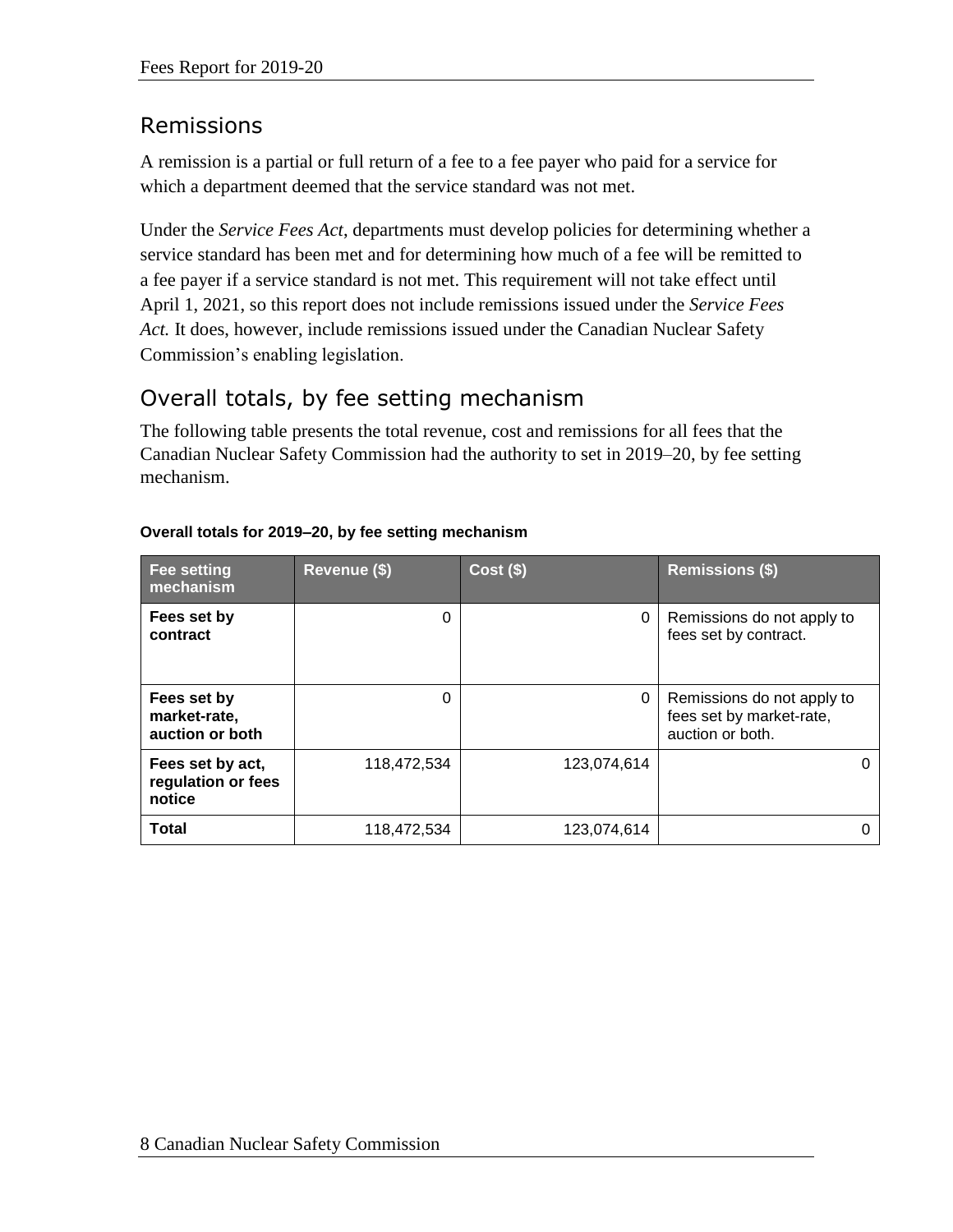## Remissions

A remission is a partial or full return of a fee to a fee payer who paid for a service for which a department deemed that the service standard was not met.

Under the *Service Fees Act*, departments must develop policies for determining whether a service standard has been met and for determining how much of a fee will be remitted to a fee payer if a service standard is not met. This requirement will not take effect until April 1, 2021, so this report does not include remissions issued under the *Service Fees Act.* It does, however, include remissions issued under the Canadian Nuclear Safety Commission's enabling legislation.

## Overall totals, by fee setting mechanism

The following table presents the total revenue, cost and remissions for all fees that the Canadian Nuclear Safety Commission had the authority to set in 2019–20, by fee setting mechanism.

**Overall totals for 2019–20, by fee setting mechanism**

| Fee setting mechanism | Revenue ($) | Cost ($) | Remissions ($) |
|---|---|---|---|
| **Fees set by contract** | 0 | 0 | Remissions do not apply to fees set by contract. |
| **Fees set by market-rate, auction or both** | 0 | 0 | Remissions do not apply to fees set by market-rate, auction or both. |
| **Fees set by act, regulation or fees notice** | 118,472,534 | 123,074,614 | 0 |
| **Total** | 118,472,534 | 123,074,614 | 0 |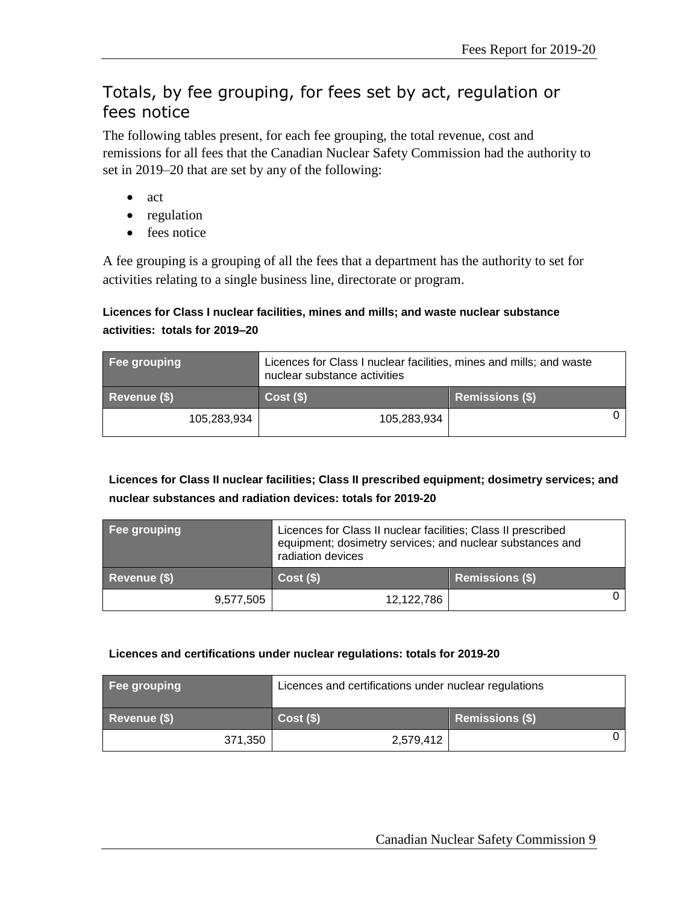## Totals, by fee grouping, for fees set by act, regulation or fees notice

The following tables present, for each fee grouping, the total revenue, cost and remissions for all fees that the Canadian Nuclear Safety Commission had the authority to set in 2019–20 that are set by any of the following:

- act
- regulation
- fees notice

A fee grouping is a grouping of all the fees that a department has the authority to set for activities relating to a single business line, directorate or program.

**Licences for Class I nuclear facilities, mines and mills; and waste nuclear substance activities: totals for 2019–20**

| Fee grouping | Licences for Class I nuclear facilities, mines and mills; and waste nuclear substance activities | |
|---|---|---|
| **Revenue ($)** | **Cost ($)** | **Remissions ($)** |
| 105,283,934 | 105,283,934 | 0 |

**Licences for Class II nuclear facilities; Class II prescribed equipment; dosimetry services; and nuclear substances and radiation devices: totals for 2019-20**

| Fee grouping | Licences for Class II nuclear facilities; Class II prescribed equipment; dosimetry services; and nuclear substances and radiation devices | |
|---|---|---|
| **Revenue ($)** | **Cost ($)** | **Remissions ($)** |
| 9,577,505 | 12,122,786 | 0 |

**Licences and certifications under nuclear regulations: totals for 2019-20**

| Fee grouping | Licences and certifications under nuclear regulations | |
|---|---|---|
| **Revenue ($)** | **Cost ($)** | **Remissions ($)** |
| 371,350 | 2,579,412 | 0 |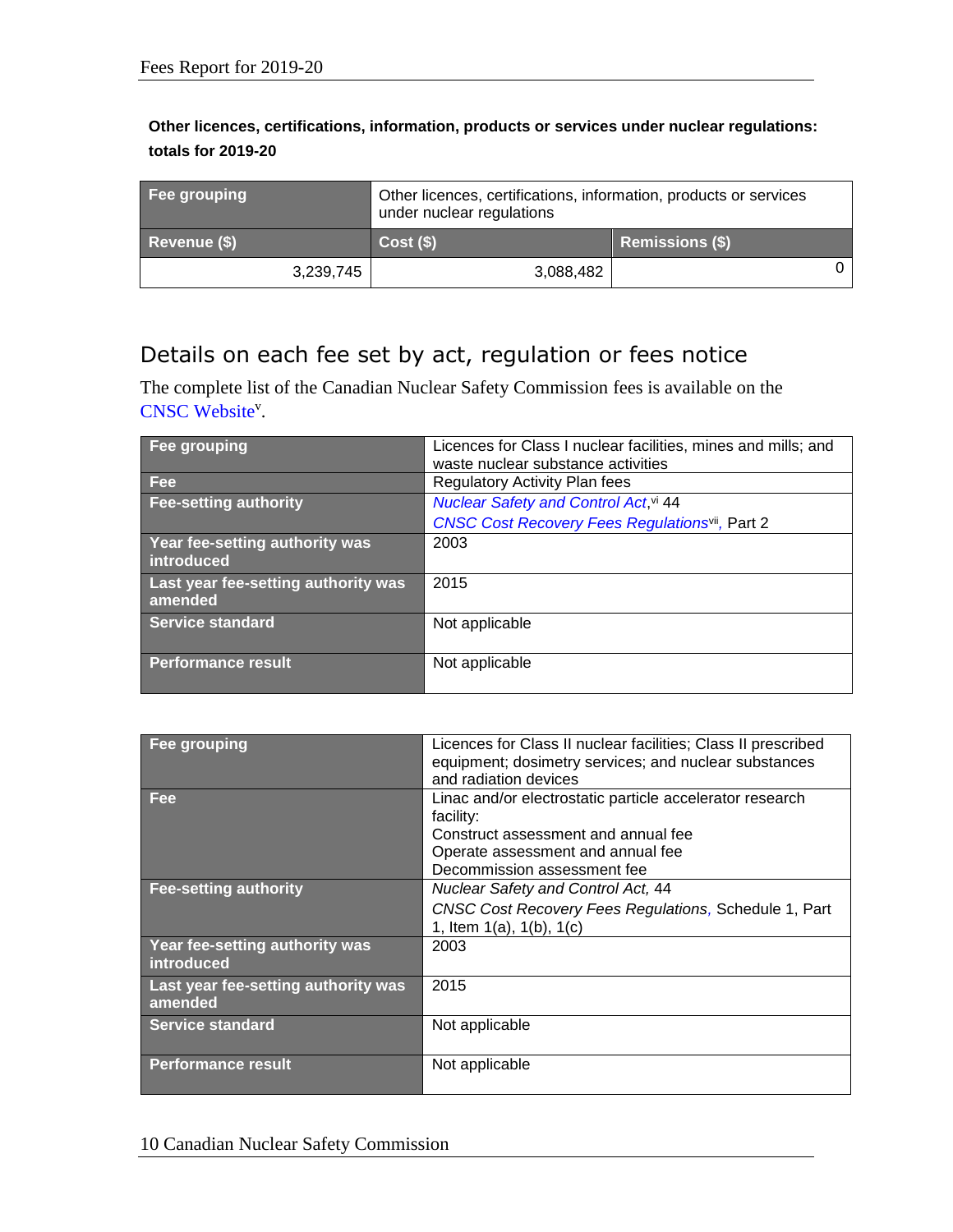**Other licences, certifications, information, products or services under nuclear regulations: totals for 2019-20**

| Fee grouping | Other licences, certifications, information, products or services under nuclear regulations | |
|---|---|---|
| **Revenue ($)** | **Cost ($)** | **Remissions ($)** |
| 3,239,745 | 3,088,482 | 0 |

## Details on each fee set by act, regulation or fees notice

The complete list of the Canadian Nuclear Safety Commission fees is available on the CNSC Website[v].

| Fee grouping | Licences for Class I nuclear facilities, mines and mills; and waste nuclear substance activities |
|---|---|
| **Fee** | Regulatory Activity Plan fees |
| **Fee-setting authority** | *Nuclear Safety and Control Act*,[vi] 44<br>*CNSC Cost Recovery Fees Regulations*[vii], Part 2 |
| **Year fee-setting authority was introduced** | 2003 |
| **Last year fee-setting authority was amended** | 2015 |
| **Service standard** | Not applicable |
| **Performance result** | Not applicable |

| Fee grouping | Licences for Class II nuclear facilities; Class II prescribed equipment; dosimetry services; and nuclear substances and radiation devices |
|---|---|
| **Fee** | Linac and/or electrostatic particle accelerator research facility:<br>Construct assessment and annual fee<br>Operate assessment and annual fee<br>Decommission assessment fee |
| **Fee-setting authority** | *Nuclear Safety and Control Act,* 44<br>*CNSC Cost Recovery Fees Regulations*, Schedule 1, Part 1, Item 1(a), 1(b), 1(c) |
| **Year fee-setting authority was introduced** | 2003 |
| **Last year fee-setting authority was amended** | 2015 |
| **Service standard** | Not applicable |
| **Performance result** | Not applicable |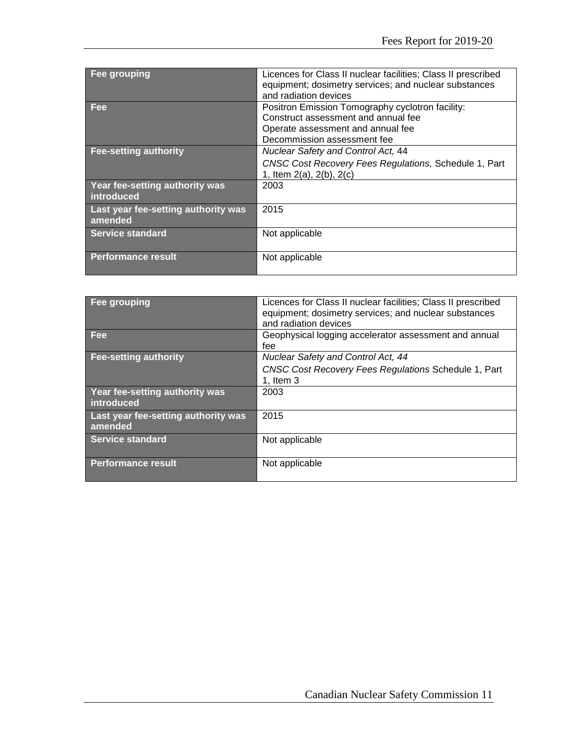| Fee grouping | Licences for Class II nuclear facilities; Class II prescribed equipment; dosimetry services; and nuclear substances and radiation devices |
| --- | --- |
| **Fee** | Positron Emission Tomography cyclotron facility:<br>Construct assessment and annual fee<br>Operate assessment and annual fee<br>Decommission assessment fee |
| **Fee-setting authority** | *Nuclear Safety and Control Act,* 44<br>*CNSC Cost Recovery Fees Regulations,* Schedule 1, Part 1, Item 2(a), 2(b), 2(c) |
| **Year fee-setting authority was introduced** | 2003 |
| **Last year fee-setting authority was amended** | 2015 |
| **Service standard** | Not applicable |
| **Performance result** | Not applicable |

| Fee grouping | Licences for Class II nuclear facilities; Class II prescribed equipment; dosimetry services; and nuclear substances and radiation devices |
| --- | --- |
| **Fee** | Geophysical logging accelerator assessment and annual fee |
| **Fee-setting authority** | *Nuclear Safety and Control Act, 44*<br>*CNSC Cost Recovery Fees Regulations* Schedule 1, Part 1, Item 3 |
| **Year fee-setting authority was introduced** | 2003 |
| **Last year fee-setting authority was amended** | 2015 |
| **Service standard** | Not applicable |
| **Performance result** | Not applicable |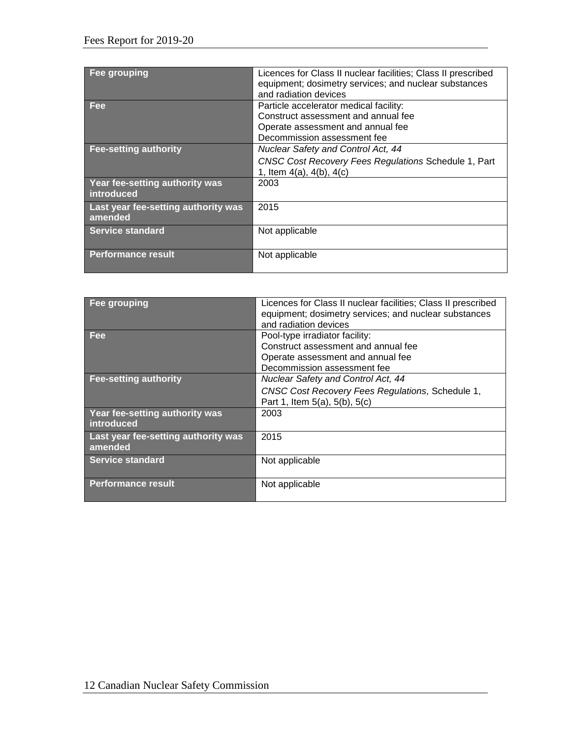| Fee grouping | Licences for Class II nuclear facilities; Class II prescribed equipment; dosimetry services; and nuclear substances and radiation devices |
| --- | --- |
| Fee | Particle accelerator medical facility:<br>Construct assessment and annual fee<br>Operate assessment and annual fee<br>Decommission assessment fee |
| Fee-setting authority | *Nuclear Safety and Control Act, 44*<br>*CNSC Cost Recovery Fees Regulations* Schedule 1, Part 1, Item 4(a), 4(b), 4(c) |
| Year fee-setting authority was introduced | 2003 |
| Last year fee-setting authority was amended | 2015 |
| Service standard | Not applicable |
| Performance result | Not applicable |

| Fee grouping | Licences for Class II nuclear facilities; Class II prescribed equipment; dosimetry services; and nuclear substances and radiation devices |
| --- | --- |
| Fee | Pool-type irradiator facility:<br>Construct assessment and annual fee<br>Operate assessment and annual fee<br>Decommission assessment fee |
| Fee-setting authority | *Nuclear Safety and Control Act, 44*<br>*CNSC Cost Recovery Fees Regulations,* Schedule 1, Part 1, Item 5(a), 5(b), 5(c) |
| Year fee-setting authority was introduced | 2003 |
| Last year fee-setting authority was amended | 2015 |
| Service standard | Not applicable |
| Performance result | Not applicable |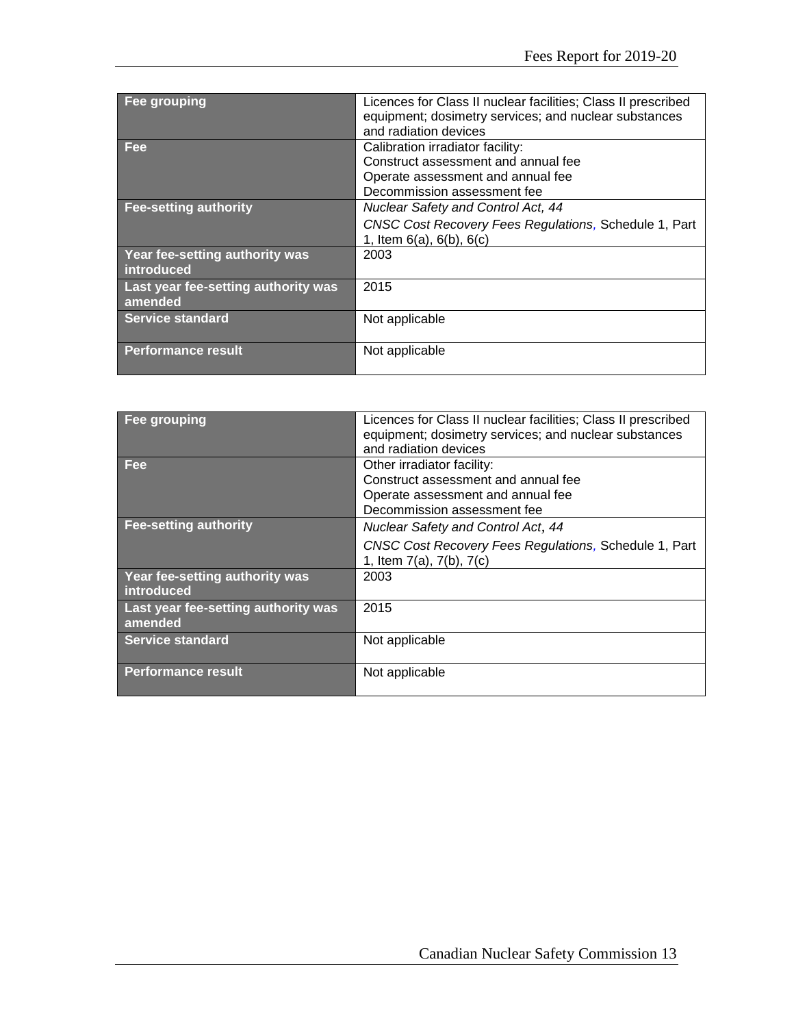| Fee grouping | Licences for Class II nuclear facilities; Class II prescribed equipment; dosimetry services; and nuclear substances and radiation devices |
|---|---|
| Fee | Calibration irradiator facility:<br>Construct assessment and annual fee<br>Operate assessment and annual fee<br>Decommission assessment fee |
| Fee-setting authority | *Nuclear Safety and Control Act, 44*<br>*CNSC Cost Recovery Fees Regulations*, Schedule 1, Part 1, Item 6(a), 6(b), 6(c) |
| Year fee-setting authority was introduced | 2003 |
| Last year fee-setting authority was amended | 2015 |
| Service standard | Not applicable |
| Performance result | Not applicable |

| Fee grouping | Licences for Class II nuclear facilities; Class II prescribed equipment; dosimetry services; and nuclear substances and radiation devices |
|---|---|
| Fee | Other irradiator facility:<br>Construct assessment and annual fee<br>Operate assessment and annual fee<br>Decommission assessment fee |
| Fee-setting authority | *Nuclear Safety and Control Act, 44*<br>*CNSC Cost Recovery Fees Regulations*, Schedule 1, Part 1, Item 7(a), 7(b), 7(c) |
| Year fee-setting authority was introduced | 2003 |
| Last year fee-setting authority was amended | 2015 |
| Service standard | Not applicable |
| Performance result | Not applicable |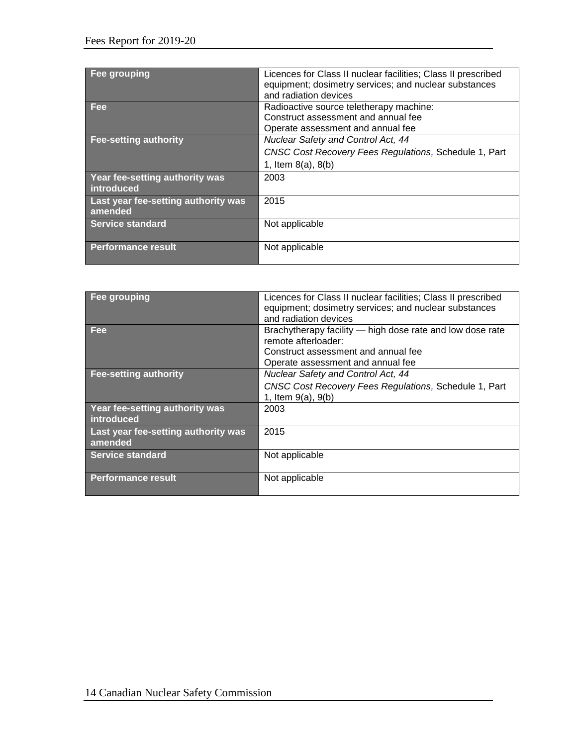| Fee grouping | Licences for Class II nuclear facilities; Class II prescribed equipment; dosimetry services; and nuclear substances and radiation devices |
|---|---|
| Fee | Radioactive source teletherapy machine:<br>Construct assessment and annual fee<br>Operate assessment and annual fee |
| Fee-setting authority | *Nuclear Safety and Control Act, 44*<br>*CNSC Cost Recovery Fees Regulations*, Schedule 1, Part 1, Item 8(a), 8(b) |
| Year fee-setting authority was introduced | 2003 |
| Last year fee-setting authority was amended | 2015 |
| Service standard | Not applicable |
| Performance result | Not applicable |

| Fee grouping | Licences for Class II nuclear facilities; Class II prescribed equipment; dosimetry services; and nuclear substances and radiation devices |
|---|---|
| Fee | Brachytherapy facility — high dose rate and low dose rate remote afterloader:<br>Construct assessment and annual fee<br>Operate assessment and annual fee |
| Fee-setting authority | *Nuclear Safety and Control Act, 44*<br>*CNSC Cost Recovery Fees Regulations*, Schedule 1, Part 1, Item 9(a), 9(b) |
| Year fee-setting authority was introduced | 2003 |
| Last year fee-setting authority was amended | 2015 |
| Service standard | Not applicable |
| Performance result | Not applicable |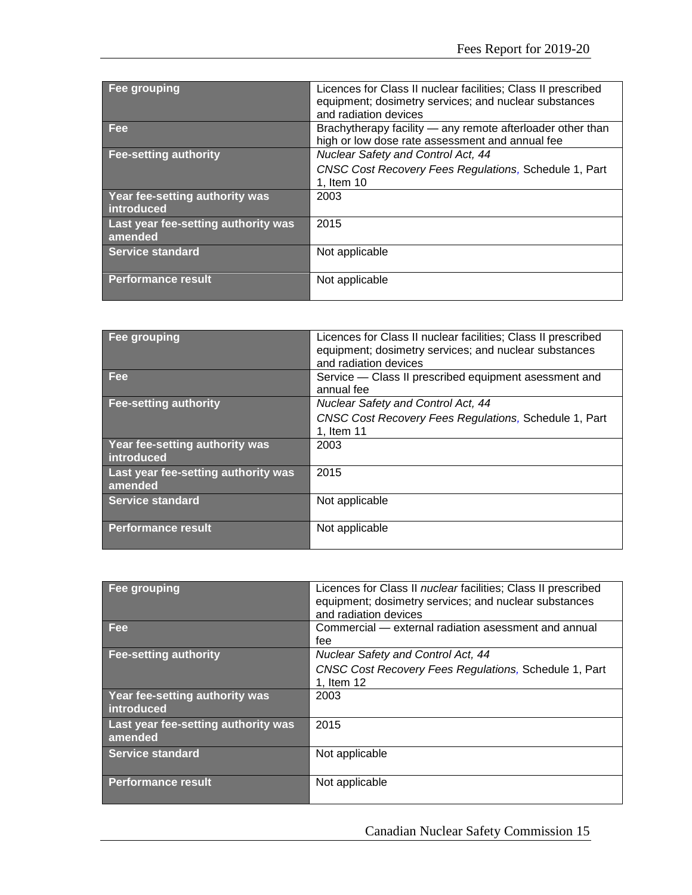| Fee grouping | Licences for Class II nuclear facilities; Class II prescribed equipment; dosimetry services; and nuclear substances and radiation devices |
|---|---|
| Fee | Brachytherapy facility — any remote afterloader other than high or low dose rate assessment and annual fee |
| Fee-setting authority | *Nuclear Safety and Control Act, 44*<br>*CNSC Cost Recovery Fees Regulations*, Schedule 1, Part 1, Item 10 |
| Year fee-setting authority was introduced | 2003 |
| Last year fee-setting authority was amended | 2015 |
| Service standard | Not applicable |
| Performance result | Not applicable |

| Fee grouping | Licences for Class II nuclear facilities; Class II prescribed equipment; dosimetry services; and nuclear substances and radiation devices |
|---|---|
| Fee | Service — Class II prescribed equipment asessment and annual fee |
| Fee-setting authority | *Nuclear Safety and Control Act, 44*<br>*CNSC Cost Recovery Fees Regulations*, Schedule 1, Part 1, Item 11 |
| Year fee-setting authority was introduced | 2003 |
| Last year fee-setting authority was amended | 2015 |
| Service standard | Not applicable |
| Performance result | Not applicable |

| Fee grouping | Licences for Class II *nuclear* facilities; Class II prescribed equipment; dosimetry services; and nuclear substances and radiation devices |
|---|---|
| Fee | Commercial — external radiation asessment and annual fee |
| Fee-setting authority | *Nuclear Safety and Control Act, 44*<br>*CNSC Cost Recovery Fees Regulations*, Schedule 1, Part 1, Item 12 |
| Year fee-setting authority was introduced | 2003 |
| Last year fee-setting authority was amended | 2015 |
| Service standard | Not applicable |
| Performance result | Not applicable |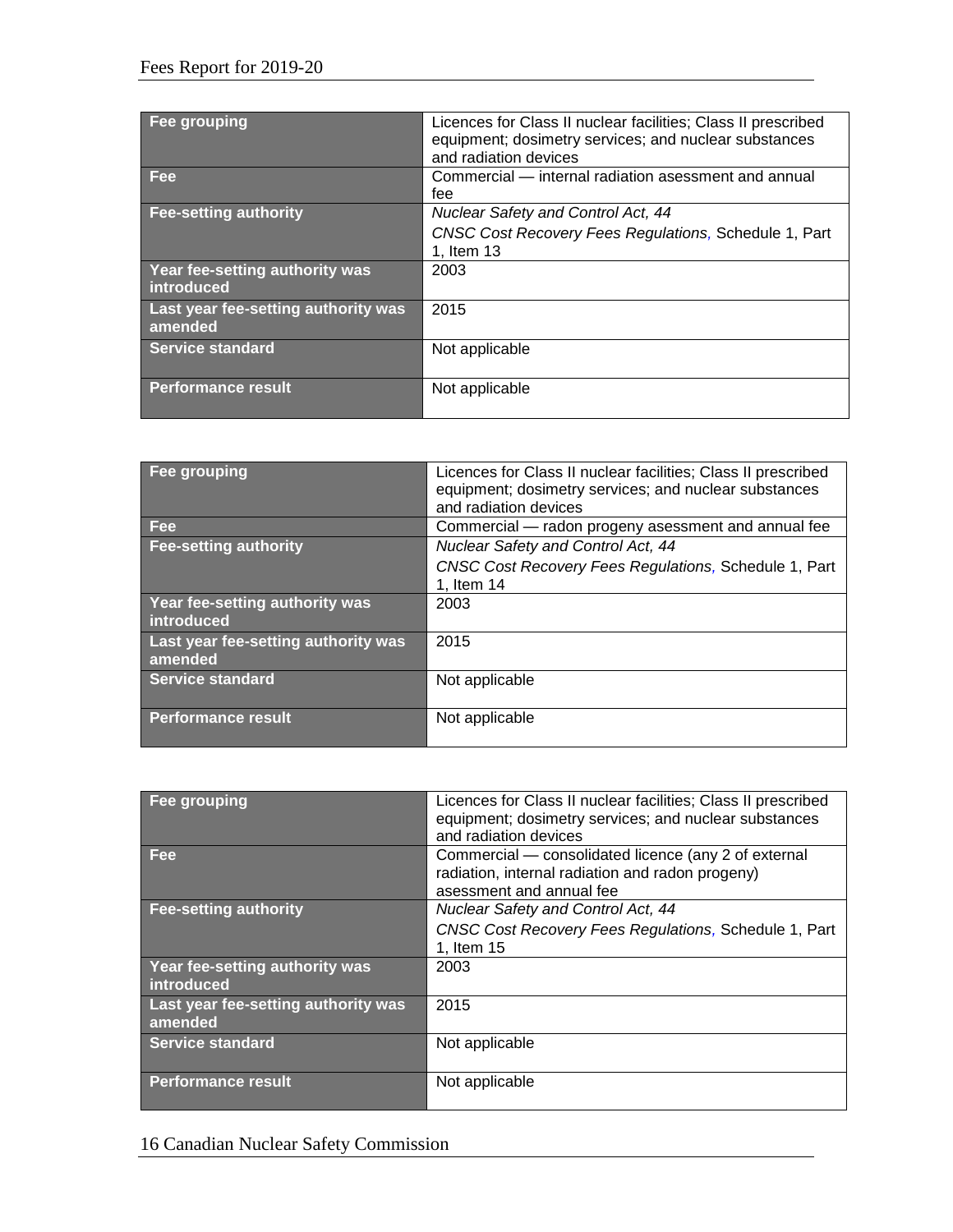| Fee grouping | Licences for Class II nuclear facilities; Class II prescribed equipment; dosimetry services; and nuclear substances and radiation devices |
| --- | --- |
| Fee | Commercial — internal radiation asessment and annual fee |
| Fee-setting authority | *Nuclear Safety and Control Act, 44*<br>*CNSC Cost Recovery Fees Regulations,* Schedule 1, Part 1, Item 13 |
| Year fee-setting authority was introduced | 2003 |
| Last year fee-setting authority was amended | 2015 |
| Service standard | Not applicable |
| Performance result | Not applicable |

| Fee grouping | Licences for Class II nuclear facilities; Class II prescribed equipment; dosimetry services; and nuclear substances and radiation devices |
| --- | --- |
| Fee | Commercial — radon progeny asessment and annual fee |
| Fee-setting authority | *Nuclear Safety and Control Act, 44*<br>*CNSC Cost Recovery Fees Regulations,* Schedule 1, Part 1, Item 14 |
| Year fee-setting authority was introduced | 2003 |
| Last year fee-setting authority was amended | 2015 |
| Service standard | Not applicable |
| Performance result | Not applicable |

| Fee grouping | Licences for Class II nuclear facilities; Class II prescribed equipment; dosimetry services; and nuclear substances and radiation devices |
| --- | --- |
| Fee | Commercial — consolidated licence (any 2 of external radiation, internal radiation and radon progeny) asessment and annual fee |
| Fee-setting authority | *Nuclear Safety and Control Act, 44*<br>*CNSC Cost Recovery Fees Regulations,* Schedule 1, Part 1, Item 15 |
| Year fee-setting authority was introduced | 2003 |
| Last year fee-setting authority was amended | 2015 |
| Service standard | Not applicable |
| Performance result | Not applicable |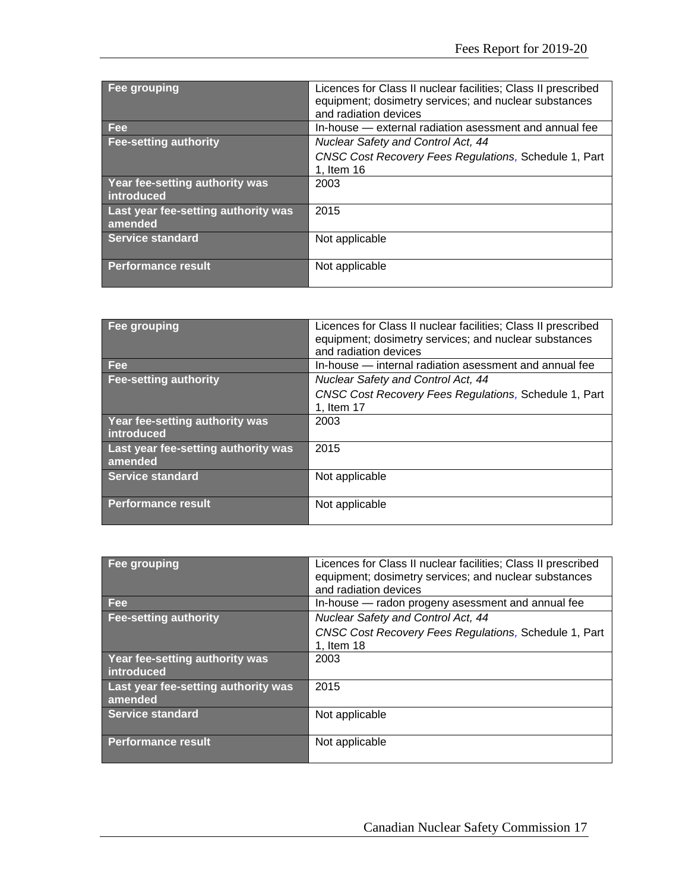| Fee grouping | Licences for Class II nuclear facilities; Class II prescribed equipment; dosimetry services; and nuclear substances and radiation devices |
|---|---|
| Fee | In-house — external radiation asessment and annual fee |
| Fee-setting authority | *Nuclear Safety and Control Act, 44*<br>*CNSC Cost Recovery Fees Regulations*, Schedule 1, Part 1, Item 16 |
| Year fee-setting authority was introduced | 2003 |
| Last year fee-setting authority was amended | 2015 |
| Service standard | Not applicable |
| Performance result | Not applicable |

| Fee grouping | Licences for Class II nuclear facilities; Class II prescribed equipment; dosimetry services; and nuclear substances and radiation devices |
|---|---|
| Fee | In-house — internal radiation asessment and annual fee |
| Fee-setting authority | *Nuclear Safety and Control Act, 44*<br>*CNSC Cost Recovery Fees Regulations*, Schedule 1, Part 1, Item 17 |
| Year fee-setting authority was introduced | 2003 |
| Last year fee-setting authority was amended | 2015 |
| Service standard | Not applicable |
| Performance result | Not applicable |

| Fee grouping | Licences for Class II nuclear facilities; Class II prescribed equipment; dosimetry services; and nuclear substances and radiation devices |
|---|---|
| Fee | In-house — radon progeny asessment and annual fee |
| Fee-setting authority | *Nuclear Safety and Control Act, 44*<br>*CNSC Cost Recovery Fees Regulations*, Schedule 1, Part 1, Item 18 |
| Year fee-setting authority was introduced | 2003 |
| Last year fee-setting authority was amended | 2015 |
| Service standard | Not applicable |
| Performance result | Not applicable |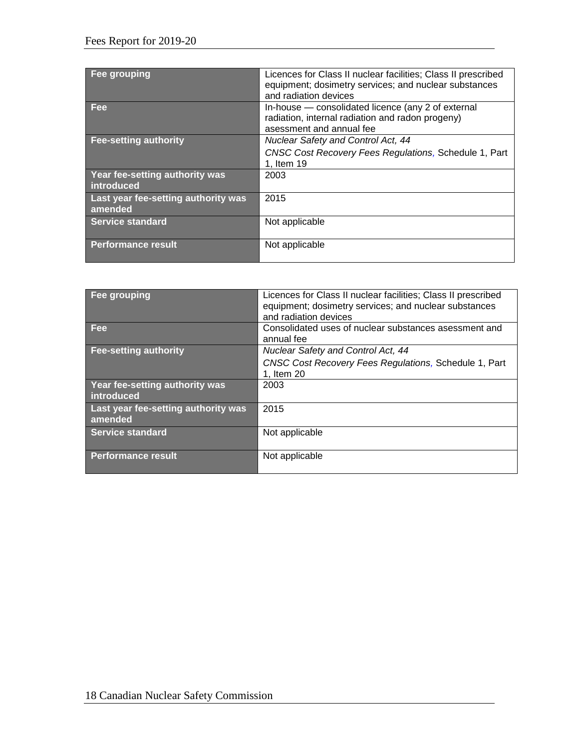| Fee grouping | Licences for Class II nuclear facilities; Class II prescribed equipment; dosimetry services; and nuclear substances and radiation devices |
|---|---|
| Fee | In-house — consolidated licence (any 2 of external radiation, internal radiation and radon progeny) asessment and annual fee |
| Fee-setting authority | *Nuclear Safety and Control Act, 44*<br>*CNSC Cost Recovery Fees Regulations,* Schedule 1, Part 1, Item 19 |
| Year fee-setting authority was introduced | 2003 |
| Last year fee-setting authority was amended | 2015 |
| Service standard | Not applicable |
| Performance result | Not applicable |

| Fee grouping | Licences for Class II nuclear facilities; Class II prescribed equipment; dosimetry services; and nuclear substances and radiation devices |
|---|---|
| Fee | Consolidated uses of nuclear substances asessment and annual fee |
| Fee-setting authority | *Nuclear Safety and Control Act, 44*<br>*CNSC Cost Recovery Fees Regulations,* Schedule 1, Part 1, Item 20 |
| Year fee-setting authority was introduced | 2003 |
| Last year fee-setting authority was amended | 2015 |
| Service standard | Not applicable |
| Performance result | Not applicable |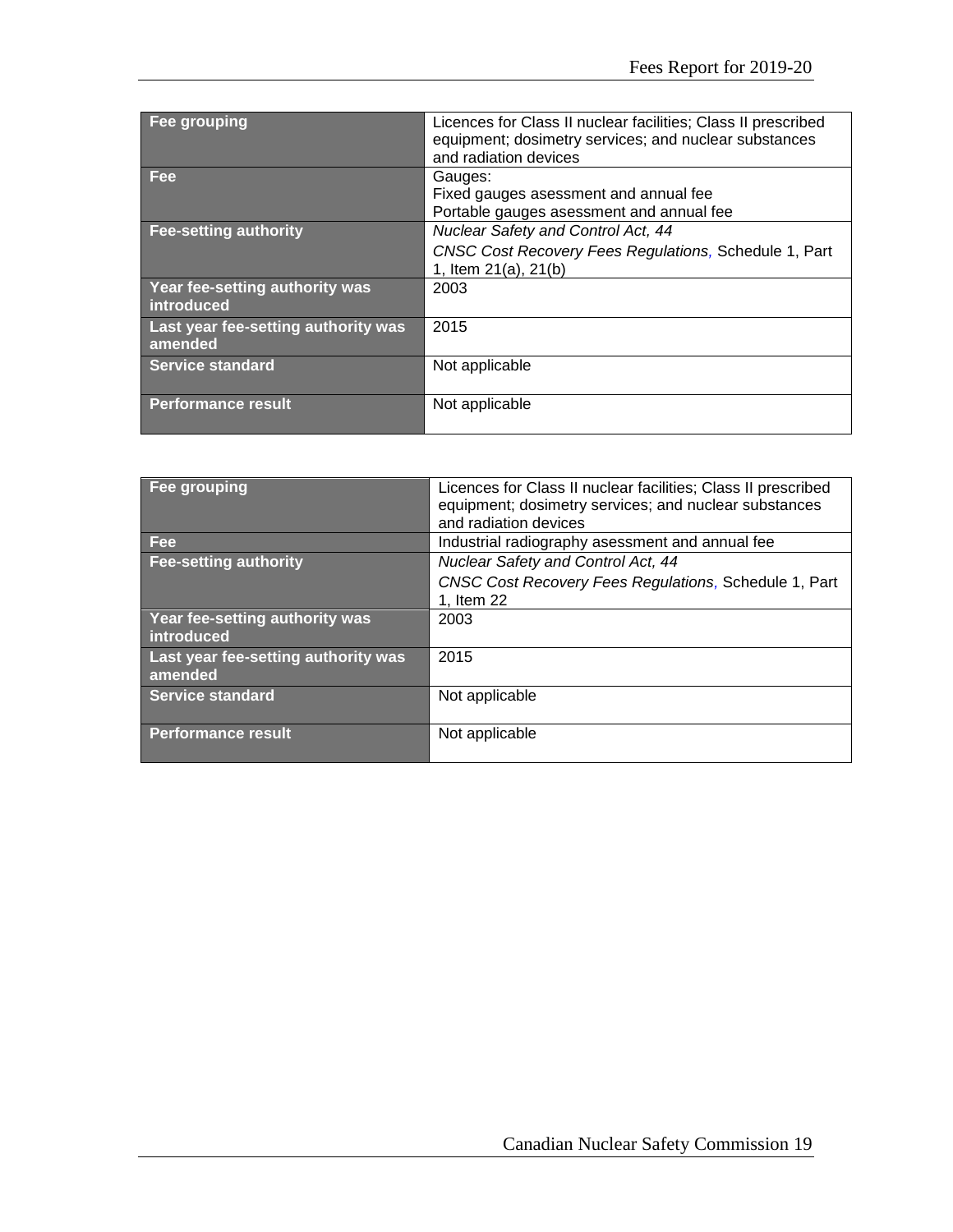| Fee grouping | Licences for Class II nuclear facilities; Class II prescribed equipment; dosimetry services; and nuclear substances and radiation devices |
|---|---|
| Fee | Gauges:<br>Fixed gauges asessment and annual fee<br>Portable gauges asessment and annual fee |
| Fee-setting authority | *Nuclear Safety and Control Act, 44*<br>*CNSC Cost Recovery Fees Regulations,* Schedule 1, Part 1, Item 21(a), 21(b) |
| Year fee-setting authority was introduced | 2003 |
| Last year fee-setting authority was amended | 2015 |
| Service standard | Not applicable |
| Performance result | Not applicable |

| Fee grouping | Licences for Class II nuclear facilities; Class II prescribed equipment; dosimetry services; and nuclear substances and radiation devices |
|---|---|
| Fee | Industrial radiography asessment and annual fee |
| Fee-setting authority | *Nuclear Safety and Control Act, 44*<br>*CNSC Cost Recovery Fees Regulations,* Schedule 1, Part 1, Item 22 |
| Year fee-setting authority was introduced | 2003 |
| Last year fee-setting authority was amended | 2015 |
| Service standard | Not applicable |
| Performance result | Not applicable |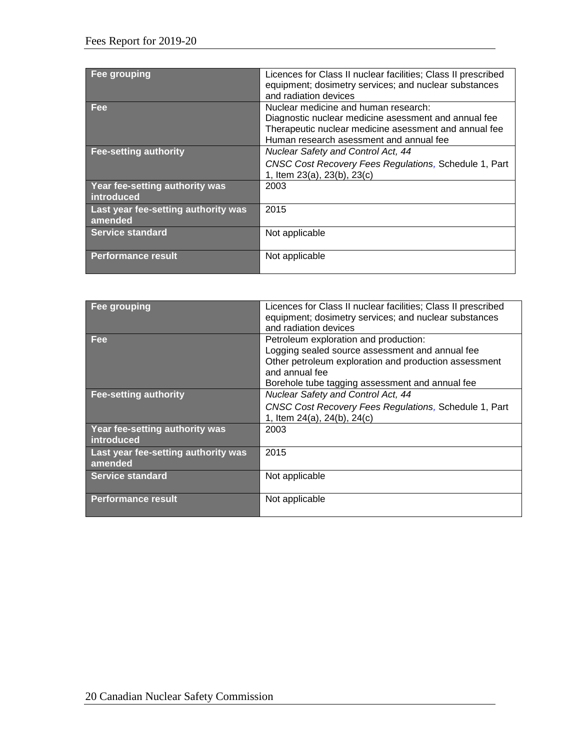| Fee grouping | Licences for Class II nuclear facilities; Class II prescribed equipment; dosimetry services; and nuclear substances and radiation devices |
|---|---|
| **Fee** | Nuclear medicine and human research:<br>Diagnostic nuclear medicine asessment and annual fee<br>Therapeutic nuclear medicine asessment and annual fee<br>Human research asessment and annual fee |
| **Fee-setting authority** | *Nuclear Safety and Control Act, 44*<br>*CNSC Cost Recovery Fees Regulations*, Schedule 1, Part 1, Item 23(a), 23(b), 23(c) |
| **Year fee-setting authority was introduced** | 2003 |
| **Last year fee-setting authority was amended** | 2015 |
| **Service standard** | Not applicable |
| **Performance result** | Not applicable |

| Fee grouping | Licences for Class II nuclear facilities; Class II prescribed equipment; dosimetry services; and nuclear substances and radiation devices |
|---|---|
| **Fee** | Petroleum exploration and production:<br>Logging sealed source assessment and annual fee<br>Other petroleum exploration and production assessment and annual fee<br>Borehole tube tagging assessment and annual fee |
| **Fee-setting authority** | *Nuclear Safety and Control Act, 44*<br>*CNSC Cost Recovery Fees Regulations*, Schedule 1, Part 1, Item 24(a), 24(b), 24(c) |
| **Year fee-setting authority was introduced** | 2003 |
| **Last year fee-setting authority was amended** | 2015 |
| **Service standard** | Not applicable |
| **Performance result** | Not applicable |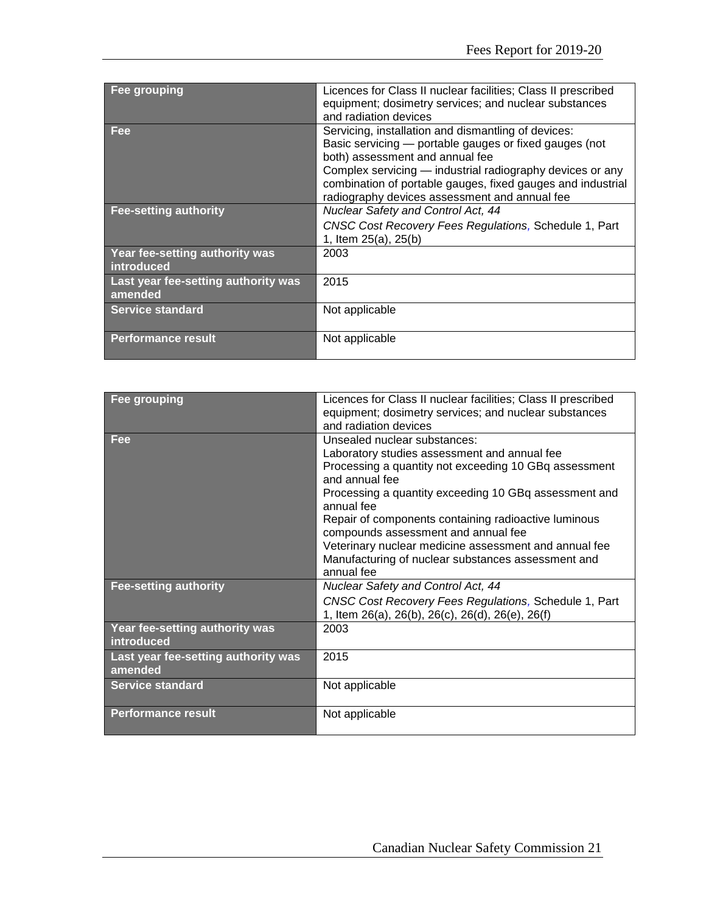| Fee grouping | Licences for Class II nuclear facilities; Class II prescribed equipment; dosimetry services; and nuclear substances and radiation devices |
|---|---|
| Fee | Servicing, installation and dismantling of devices:<br>Basic servicing — portable gauges or fixed gauges (not both) assessment and annual fee<br>Complex servicing — industrial radiography devices or any combination of portable gauges, fixed gauges and industrial radiography devices assessment and annual fee |
| Fee-setting authority | *Nuclear Safety and Control Act, 44*<br>*CNSC Cost Recovery Fees Regulations,* Schedule 1, Part 1, Item 25(a), 25(b) |
| Year fee-setting authority was introduced | 2003 |
| Last year fee-setting authority was amended | 2015 |
| Service standard | Not applicable |
| Performance result | Not applicable |

| Fee grouping | Licences for Class II nuclear facilities; Class II prescribed equipment; dosimetry services; and nuclear substances and radiation devices |
|---|---|
| Fee | Unsealed nuclear substances:<br>Laboratory studies assessment and annual fee<br>Processing a quantity not exceeding 10 GBq assessment and annual fee<br>Processing a quantity exceeding 10 GBq assessment and annual fee<br>Repair of components containing radioactive luminous compounds assessment and annual fee<br>Veterinary nuclear medicine assessment and annual fee<br>Manufacturing of nuclear substances assessment and annual fee |
| Fee-setting authority | *Nuclear Safety and Control Act, 44*<br>*CNSC Cost Recovery Fees Regulations,* Schedule 1, Part 1, Item 26(a), 26(b), 26(c), 26(d), 26(e), 26(f) |
| Year fee-setting authority was introduced | 2003 |
| Last year fee-setting authority was amended | 2015 |
| Service standard | Not applicable |
| Performance result | Not applicable |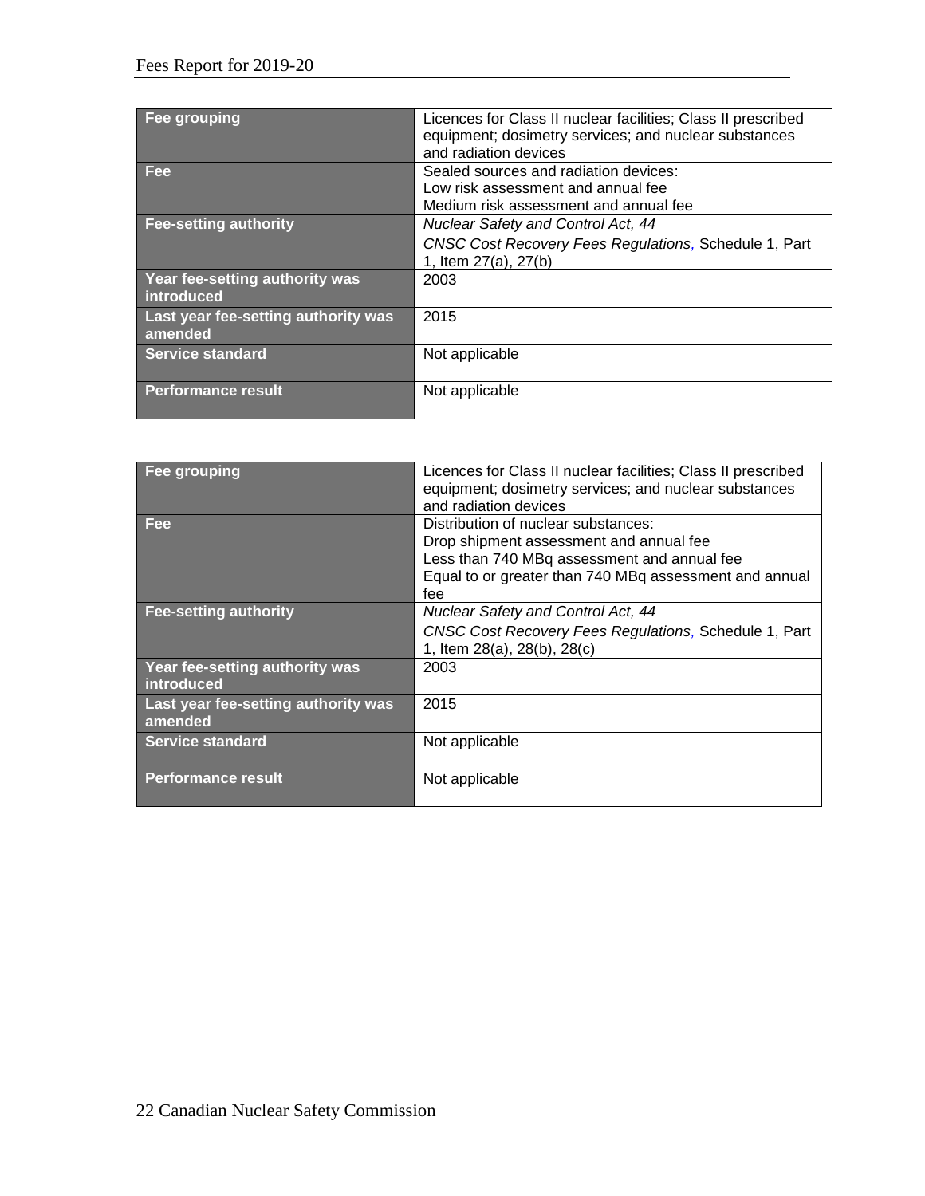| Fee grouping | Licences for Class II nuclear facilities; Class II prescribed equipment; dosimetry services; and nuclear substances and radiation devices |
| --- | --- |
| Fee | Sealed sources and radiation devices:<br>Low risk assessment and annual fee<br>Medium risk assessment and annual fee |
| Fee-setting authority | *Nuclear Safety and Control Act, 44*<br>*CNSC Cost Recovery Fees Regulations*, Schedule 1, Part 1, Item 27(a), 27(b) |
| Year fee-setting authority was introduced | 2003 |
| Last year fee-setting authority was amended | 2015 |
| Service standard | Not applicable |
| Performance result | Not applicable |

| Fee grouping | Licences for Class II nuclear facilities; Class II prescribed equipment; dosimetry services; and nuclear substances and radiation devices |
| --- | --- |
| Fee | Distribution of nuclear substances:<br>Drop shipment assessment and annual fee<br>Less than 740 MBq assessment and annual fee<br>Equal to or greater than 740 MBq assessment and annual fee |
| Fee-setting authority | *Nuclear Safety and Control Act, 44*<br>*CNSC Cost Recovery Fees Regulations*, Schedule 1, Part 1, Item 28(a), 28(b), 28(c) |
| Year fee-setting authority was introduced | 2003 |
| Last year fee-setting authority was amended | 2015 |
| Service standard | Not applicable |
| Performance result | Not applicable |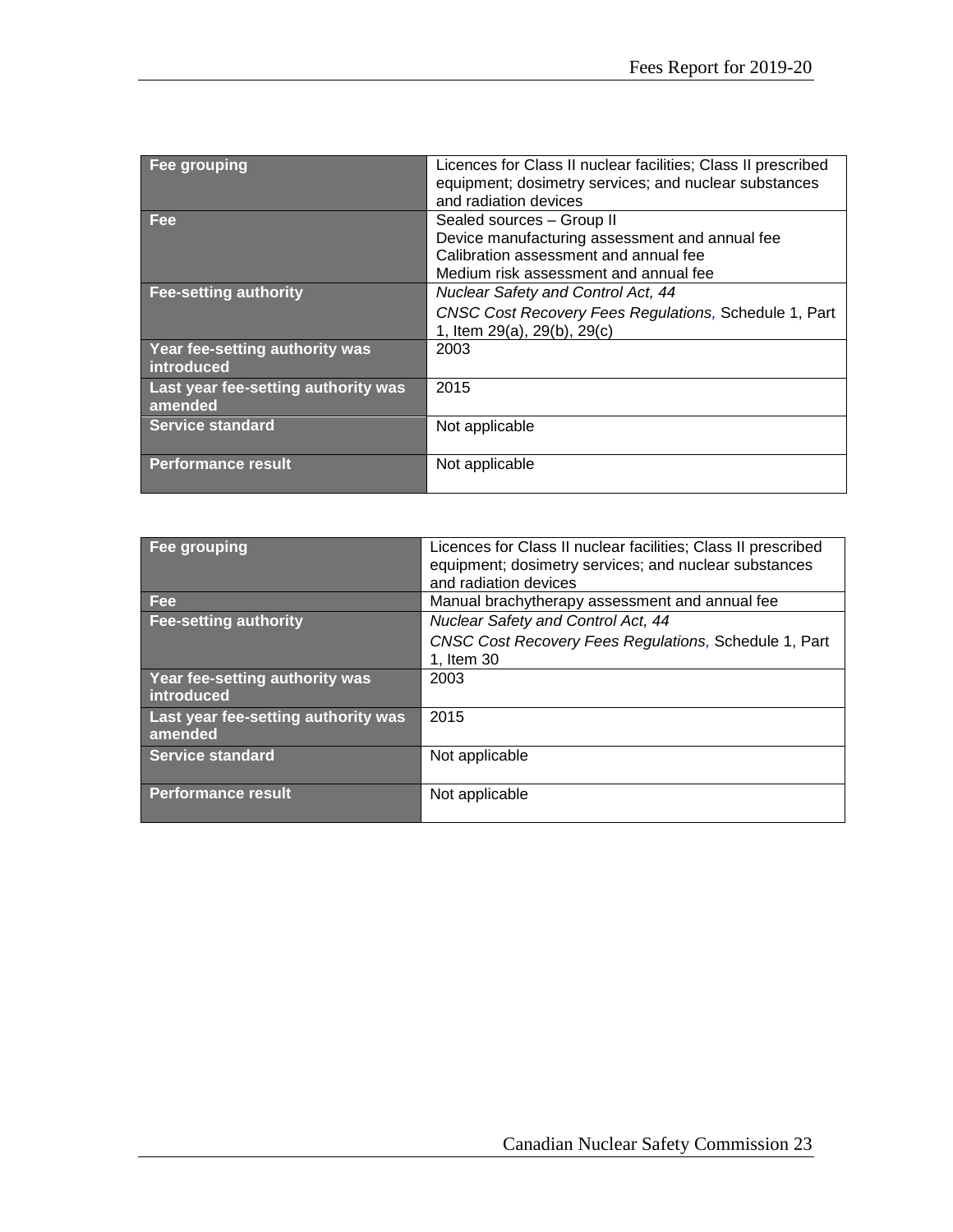| Fee grouping | Licences for Class II nuclear facilities; Class II prescribed equipment; dosimetry services; and nuclear substances and radiation devices |
|---|---|
| Fee | Sealed sources – Group II<br>Device manufacturing assessment and annual fee<br>Calibration assessment and annual fee<br>Medium risk assessment and annual fee |
| Fee-setting authority | *Nuclear Safety and Control Act, 44*<br>*CNSC Cost Recovery Fees Regulations*, Schedule 1, Part 1, Item 29(a), 29(b), 29(c) |
| Year fee-setting authority was introduced | 2003 |
| Last year fee-setting authority was amended | 2015 |
| Service standard | Not applicable |
| Performance result | Not applicable |

| Fee grouping | Licences for Class II nuclear facilities; Class II prescribed equipment; dosimetry services; and nuclear substances and radiation devices |
|---|---|
| Fee | Manual brachytherapy assessment and annual fee |
| Fee-setting authority | *Nuclear Safety and Control Act, 44*<br>*CNSC Cost Recovery Fees Regulations*, Schedule 1, Part 1, Item 30 |
| Year fee-setting authority was introduced | 2003 |
| Last year fee-setting authority was amended | 2015 |
| Service standard | Not applicable |
| Performance result | Not applicable |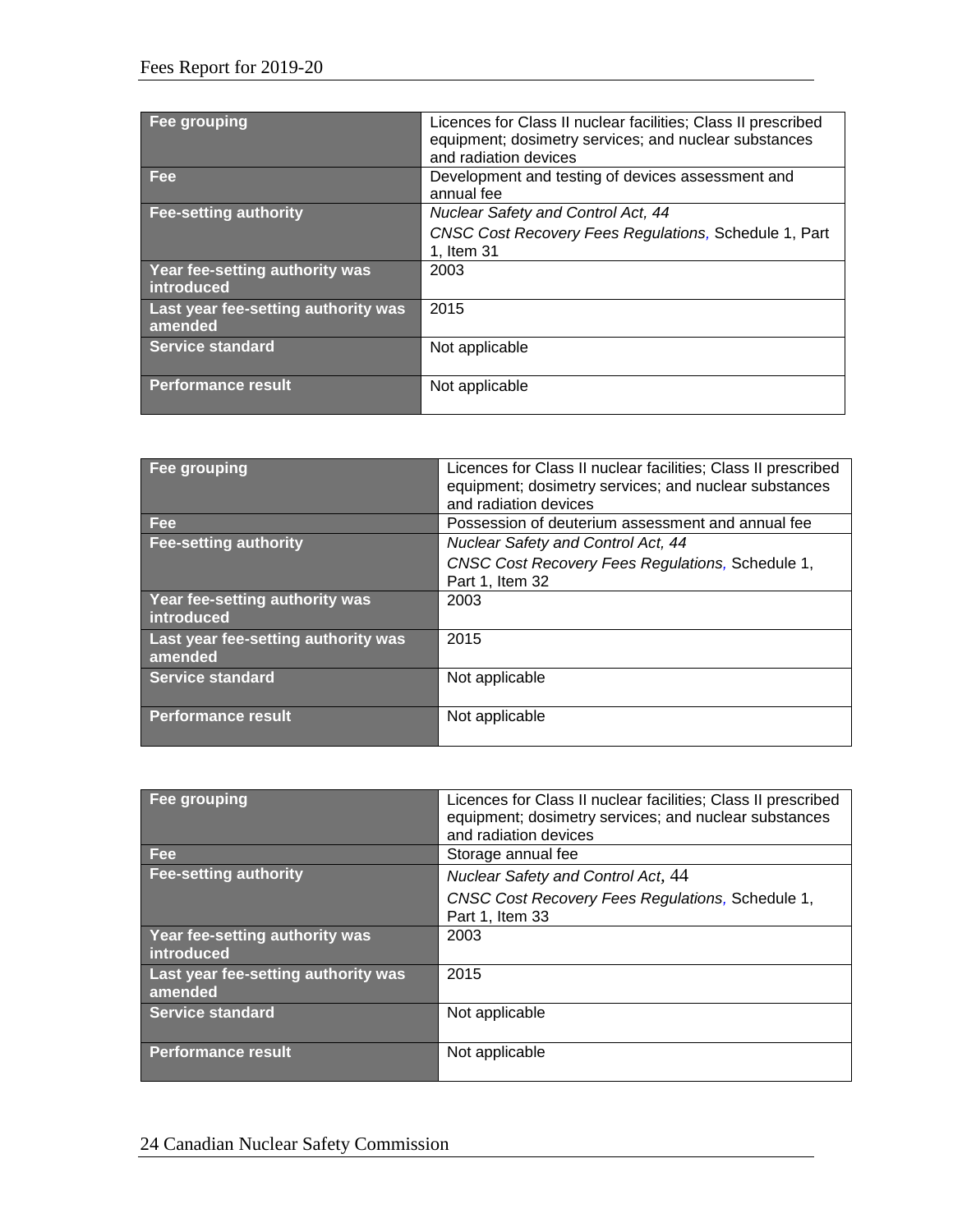| Fee grouping | Licences for Class II nuclear facilities; Class II prescribed equipment; dosimetry services; and nuclear substances and radiation devices |
|---|---|
| Fee | Development and testing of devices assessment and annual fee |
| Fee-setting authority | *Nuclear Safety and Control Act, 44*<br>*CNSC Cost Recovery Fees Regulations,* Schedule 1, Part 1, Item 31 |
| Year fee-setting authority was introduced | 2003 |
| Last year fee-setting authority was amended | 2015 |
| Service standard | Not applicable |
| Performance result | Not applicable |

| Fee grouping | Licences for Class II nuclear facilities; Class II prescribed equipment; dosimetry services; and nuclear substances and radiation devices |
|---|---|
| Fee | Possession of deuterium assessment and annual fee |
| Fee-setting authority | *Nuclear Safety and Control Act, 44*<br>*CNSC Cost Recovery Fees Regulations,* Schedule 1, Part 1, Item 32 |
| Year fee-setting authority was introduced | 2003 |
| Last year fee-setting authority was amended | 2015 |
| Service standard | Not applicable |
| Performance result | Not applicable |

| Fee grouping | Licences for Class II nuclear facilities; Class II prescribed equipment; dosimetry services; and nuclear substances and radiation devices |
|---|---|
| Fee | Storage annual fee |
| Fee-setting authority | *Nuclear Safety and Control Act*, 44<br>*CNSC Cost Recovery Fees Regulations,* Schedule 1, Part 1, Item 33 |
| Year fee-setting authority was introduced | 2003 |
| Last year fee-setting authority was amended | 2015 |
| Service standard | Not applicable |
| Performance result | Not applicable |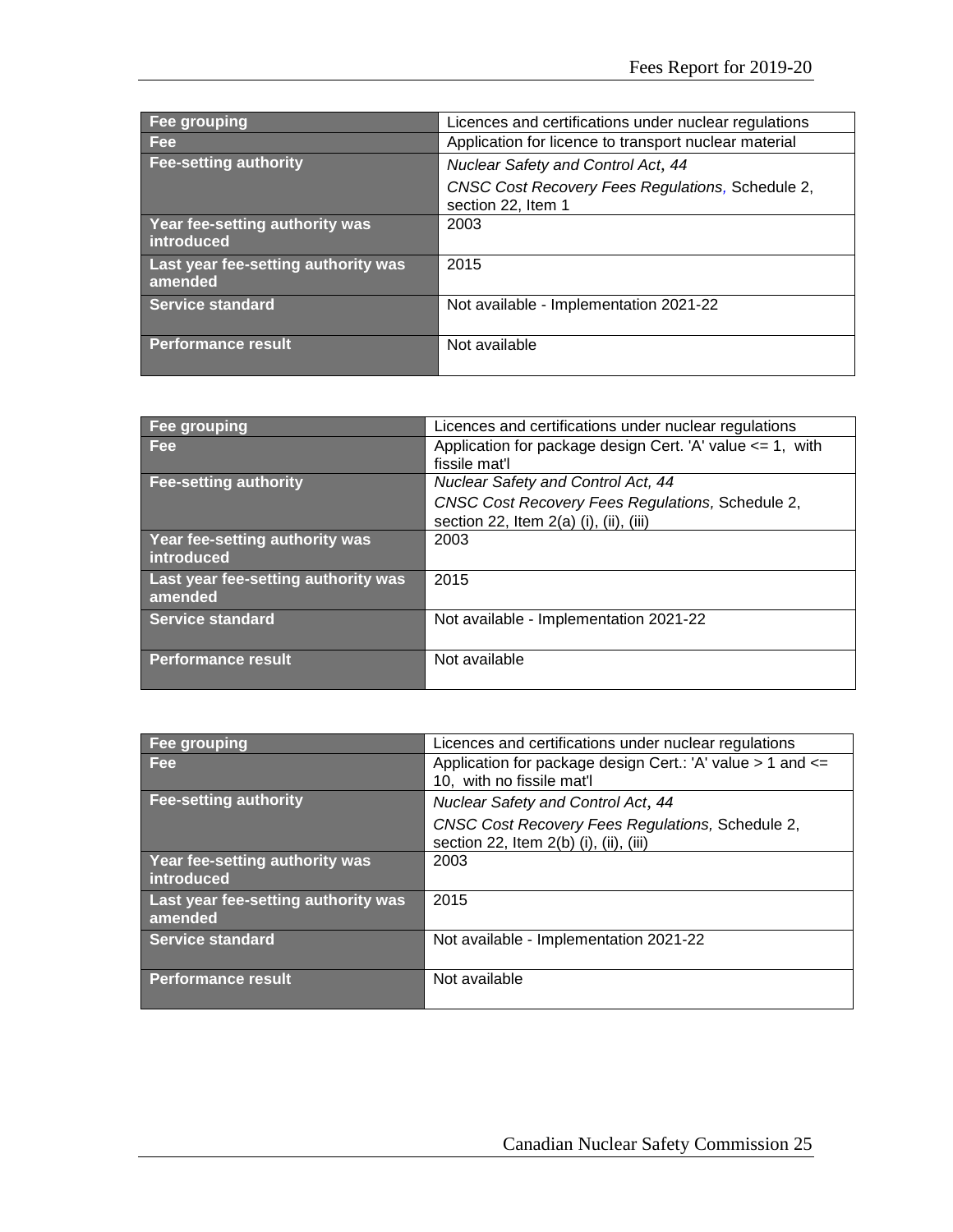| Fee grouping | Licences and certifications under nuclear regulations |
|---|---|
| Fee | Application for licence to transport nuclear material |
| Fee-setting authority | *Nuclear Safety and Control Act*, *44*<br>*CNSC Cost Recovery Fees Regulations,* Schedule 2, section 22, Item 1 |
| Year fee-setting authority was introduced | 2003 |
| Last year fee-setting authority was amended | 2015 |
| Service standard | Not available - Implementation 2021-22 |
| Performance result | Not available |

| Fee grouping | Licences and certifications under nuclear regulations |
|---|---|
| Fee | Application for package design Cert. 'A' value <= 1, with fissile mat'l |
| Fee-setting authority | *Nuclear Safety and Control Act, 44*<br>*CNSC Cost Recovery Fees Regulations,* Schedule 2, section 22, Item 2(a) (i), (ii), (iii) |
| Year fee-setting authority was introduced | 2003 |
| Last year fee-setting authority was amended | 2015 |
| Service standard | Not available - Implementation 2021-22 |
| Performance result | Not available |

| Fee grouping | Licences and certifications under nuclear regulations |
|---|---|
| Fee | Application for package design Cert.: 'A' value > 1 and <= 10, with no fissile mat'l |
| Fee-setting authority | *Nuclear Safety and Control Act*, *44*<br>*CNSC Cost Recovery Fees Regulations,* Schedule 2, section 22, Item 2(b) (i), (ii), (iii) |
| Year fee-setting authority was introduced | 2003 |
| Last year fee-setting authority was amended | 2015 |
| Service standard | Not available - Implementation 2021-22 |
| Performance result | Not available |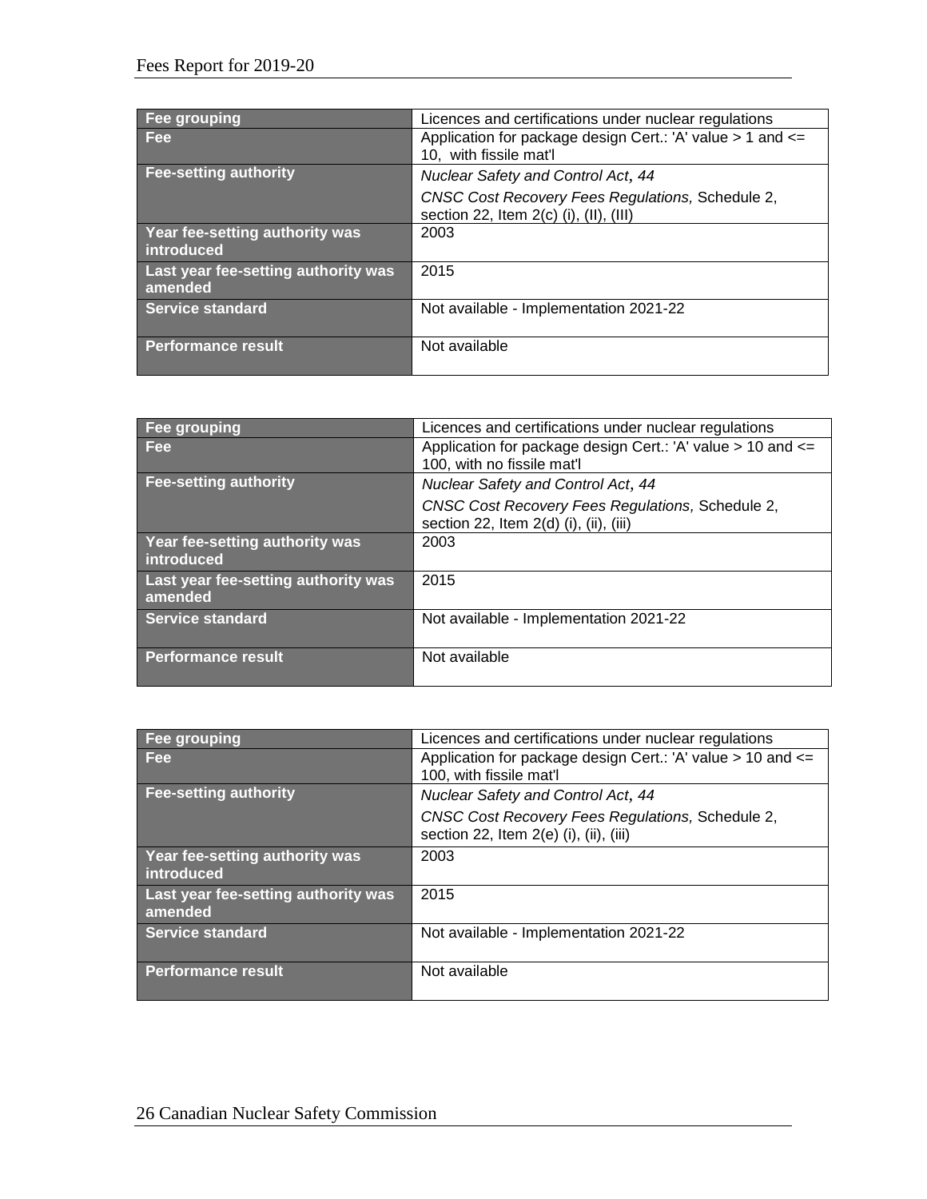| Fee grouping | Licences and certifications under nuclear regulations |
|---|---|
| Fee | Application for package design Cert.: 'A' value > 1 and <= 10,  with fissile mat'l |
| Fee-setting authority | *Nuclear Safety and Control Act, 44*<br>*CNSC Cost Recovery Fees Regulations,* Schedule 2, section 22, Item 2(c) (i), (II), (III) |
| Year fee-setting authority was introduced | 2003 |
| Last year fee-setting authority was amended | 2015 |
| Service standard | Not available - Implementation 2021-22 |
| Performance result | Not available |

| Fee grouping | Licences and certifications under nuclear regulations |
|---|---|
| Fee | Application for package design Cert.: 'A' value > 10 and <= 100, with no fissile mat'l |
| Fee-setting authority | *Nuclear Safety and Control Act, 44*<br>*CNSC Cost Recovery Fees Regulations,* Schedule 2, section 22, Item 2(d) (i), (ii), (iii) |
| Year fee-setting authority was introduced | 2003 |
| Last year fee-setting authority was amended | 2015 |
| Service standard | Not available - Implementation 2021-22 |
| Performance result | Not available |

| Fee grouping | Licences and certifications under nuclear regulations |
|---|---|
| Fee | Application for package design Cert.: 'A' value > 10 and <= 100, with fissile mat'l |
| Fee-setting authority | *Nuclear Safety and Control Act, 44*<br>*CNSC Cost Recovery Fees Regulations,* Schedule 2, section 22, Item 2(e) (i), (ii), (iii) |
| Year fee-setting authority was introduced | 2003 |
| Last year fee-setting authority was amended | 2015 |
| Service standard | Not available - Implementation 2021-22 |
| Performance result | Not available |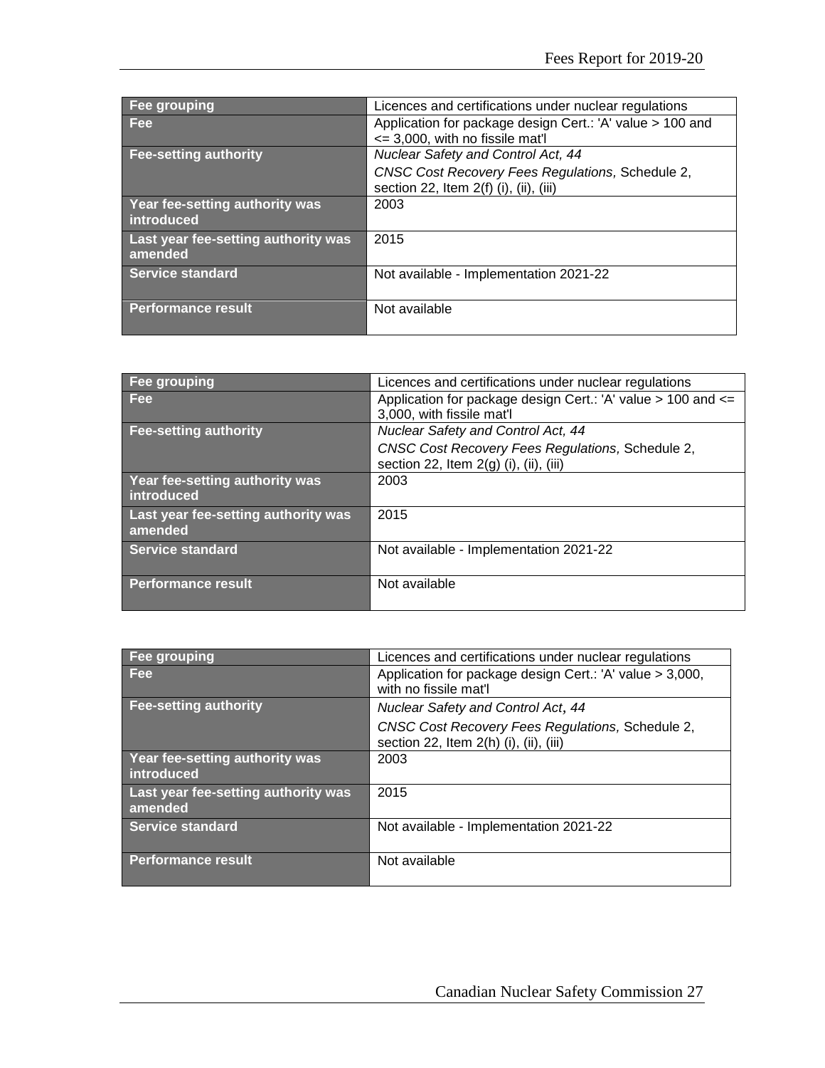| Fee grouping | Licences and certifications under nuclear regulations |
| --- | --- |
| Fee | Application for package design Cert.: 'A' value > 100 and <= 3,000, with no fissile mat'l |
| Fee-setting authority | *Nuclear Safety and Control Act, 44*<br>*CNSC Cost Recovery Fees Regulations,* Schedule 2, section 22, Item 2(f) (i), (ii), (iii) |
| Year fee-setting authority was introduced | 2003 |
| Last year fee-setting authority was amended | 2015 |
| Service standard | Not available - Implementation 2021-22 |
| Performance result | Not available |

| Fee grouping | Licences and certifications under nuclear regulations |
| --- | --- |
| Fee | Application for package design Cert.: 'A' value > 100 and <= 3,000, with fissile mat'l |
| Fee-setting authority | *Nuclear Safety and Control Act, 44*<br>*CNSC Cost Recovery Fees Regulations,* Schedule 2, section 22, Item 2(g) (i), (ii), (iii) |
| Year fee-setting authority was introduced | 2003 |
| Last year fee-setting authority was amended | 2015 |
| Service standard | Not available - Implementation 2021-22 |
| Performance result | Not available |

| Fee grouping | Licences and certifications under nuclear regulations |
| --- | --- |
| Fee | Application for package design Cert.: 'A' value > 3,000, with no fissile mat'l |
| Fee-setting authority | *Nuclear Safety and Control Act, 44*<br>*CNSC Cost Recovery Fees Regulations,* Schedule 2, section 22, Item 2(h) (i), (ii), (iii) |
| Year fee-setting authority was introduced | 2003 |
| Last year fee-setting authority was amended | 2015 |
| Service standard | Not available - Implementation 2021-22 |
| Performance result | Not available |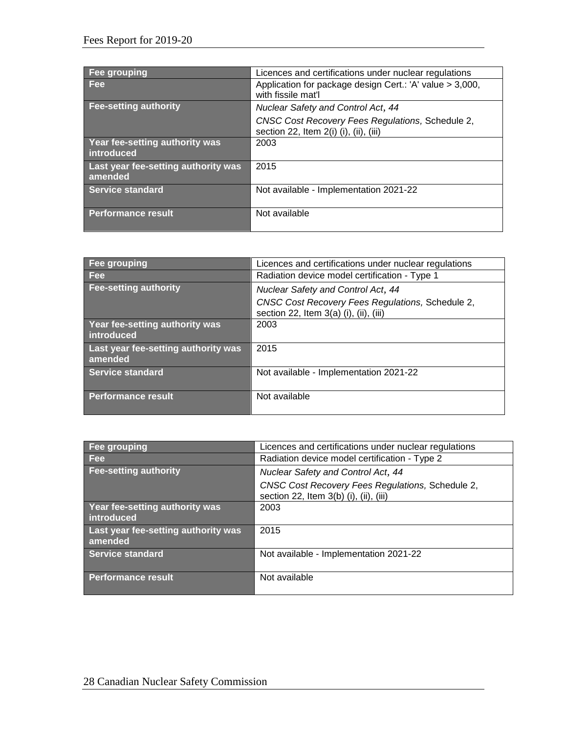| Fee grouping | Licences and certifications under nuclear regulations |
|---|---|
| Fee | Application for package design Cert.: 'A' value > 3,000, with fissile mat'l |
| Fee-setting authority | *Nuclear Safety and Control Act*, *44*<br>*CNSC Cost Recovery Fees Regulations,* Schedule 2, section 22, Item 2(i) (i), (ii), (iii) |
| Year fee-setting authority was introduced | 2003 |
| Last year fee-setting authority was amended | 2015 |
| Service standard | Not available - Implementation 2021-22 |
| Performance result | Not available |

| Fee grouping | Licences and certifications under nuclear regulations |
|---|---|
| Fee | Radiation device model certification - Type 1 |
| Fee-setting authority | *Nuclear Safety and Control Act*, *44*<br>*CNSC Cost Recovery Fees Regulations,* Schedule 2, section 22, Item 3(a) (i), (ii), (iii) |
| Year fee-setting authority was introduced | 2003 |
| Last year fee-setting authority was amended | 2015 |
| Service standard | Not available - Implementation 2021-22 |
| Performance result | Not available |

| Fee grouping | Licences and certifications under nuclear regulations |
|---|---|
| Fee | Radiation device model certification - Type 2 |
| Fee-setting authority | *Nuclear Safety and Control Act*, *44*<br>*CNSC Cost Recovery Fees Regulations,* Schedule 2, section 22, Item 3(b) (i), (ii), (iii) |
| Year fee-setting authority was introduced | 2003 |
| Last year fee-setting authority was amended | 2015 |
| Service standard | Not available - Implementation 2021-22 |
| Performance result | Not available |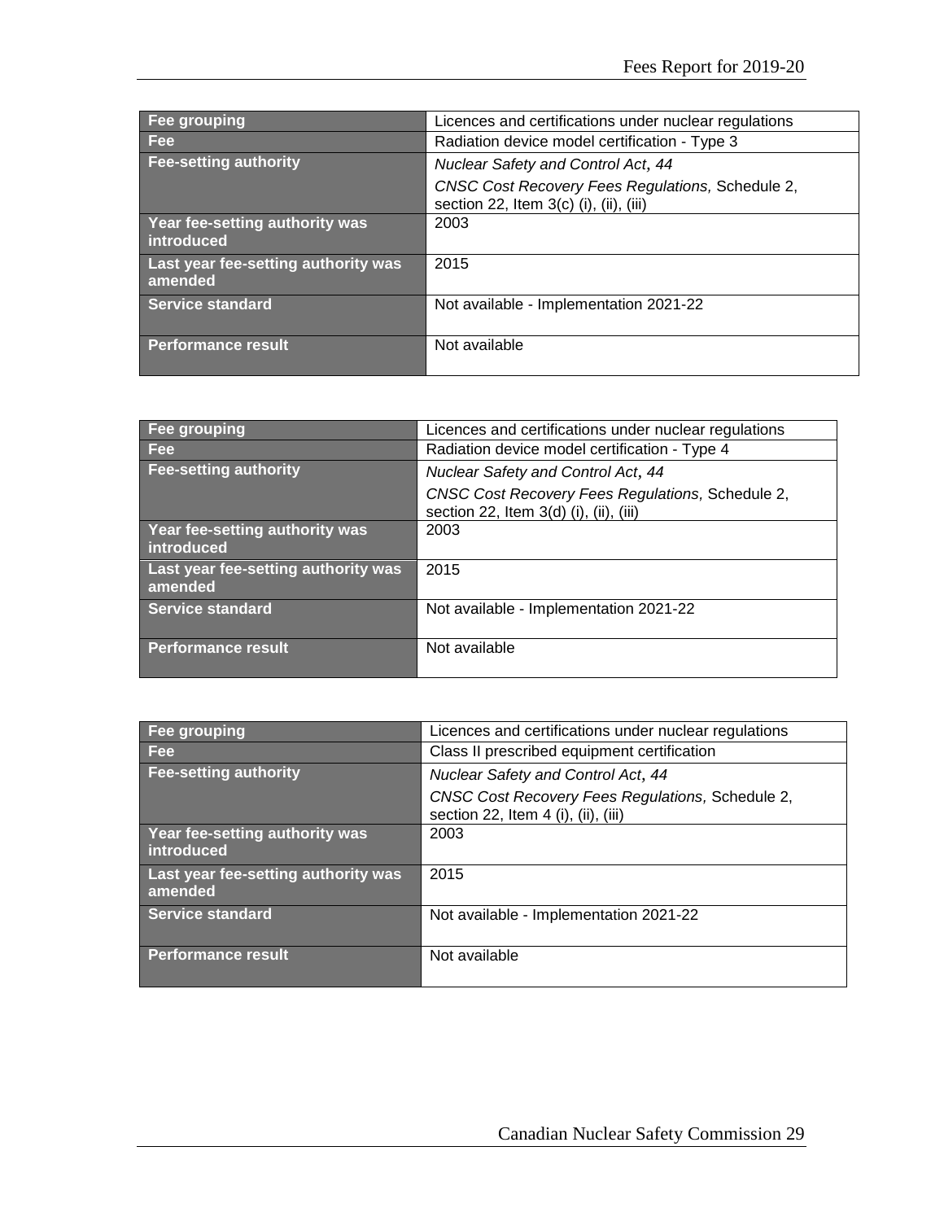| Fee grouping | Licences and certifications under nuclear regulations |
| --- | --- |
| Fee | Radiation device model certification - Type 3 |
| Fee-setting authority | *Nuclear Safety and Control Act*, *44*<br>*CNSC Cost Recovery Fees Regulations,* Schedule 2, section 22, Item 3(c) (i), (ii), (iii) |
| Year fee-setting authority was introduced | 2003 |
| Last year fee-setting authority was amended | 2015 |
| Service standard | Not available - Implementation 2021-22 |
| Performance result | Not available |

| Fee grouping | Licences and certifications under nuclear regulations |
| --- | --- |
| Fee | Radiation device model certification - Type 4 |
| Fee-setting authority | *Nuclear Safety and Control Act*, *44*<br>*CNSC Cost Recovery Fees Regulations,* Schedule 2, section 22, Item 3(d) (i), (ii), (iii) |
| Year fee-setting authority was introduced | 2003 |
| Last year fee-setting authority was amended | 2015 |
| Service standard | Not available - Implementation 2021-22 |
| Performance result | Not available |

| Fee grouping | Licences and certifications under nuclear regulations |
| --- | --- |
| Fee | Class II prescribed equipment certification |
| Fee-setting authority | *Nuclear Safety and Control Act*, *44*<br>*CNSC Cost Recovery Fees Regulations,* Schedule 2, section 22, Item 4 (i), (ii), (iii) |
| Year fee-setting authority was introduced | 2003 |
| Last year fee-setting authority was amended | 2015 |
| Service standard | Not available - Implementation 2021-22 |
| Performance result | Not available |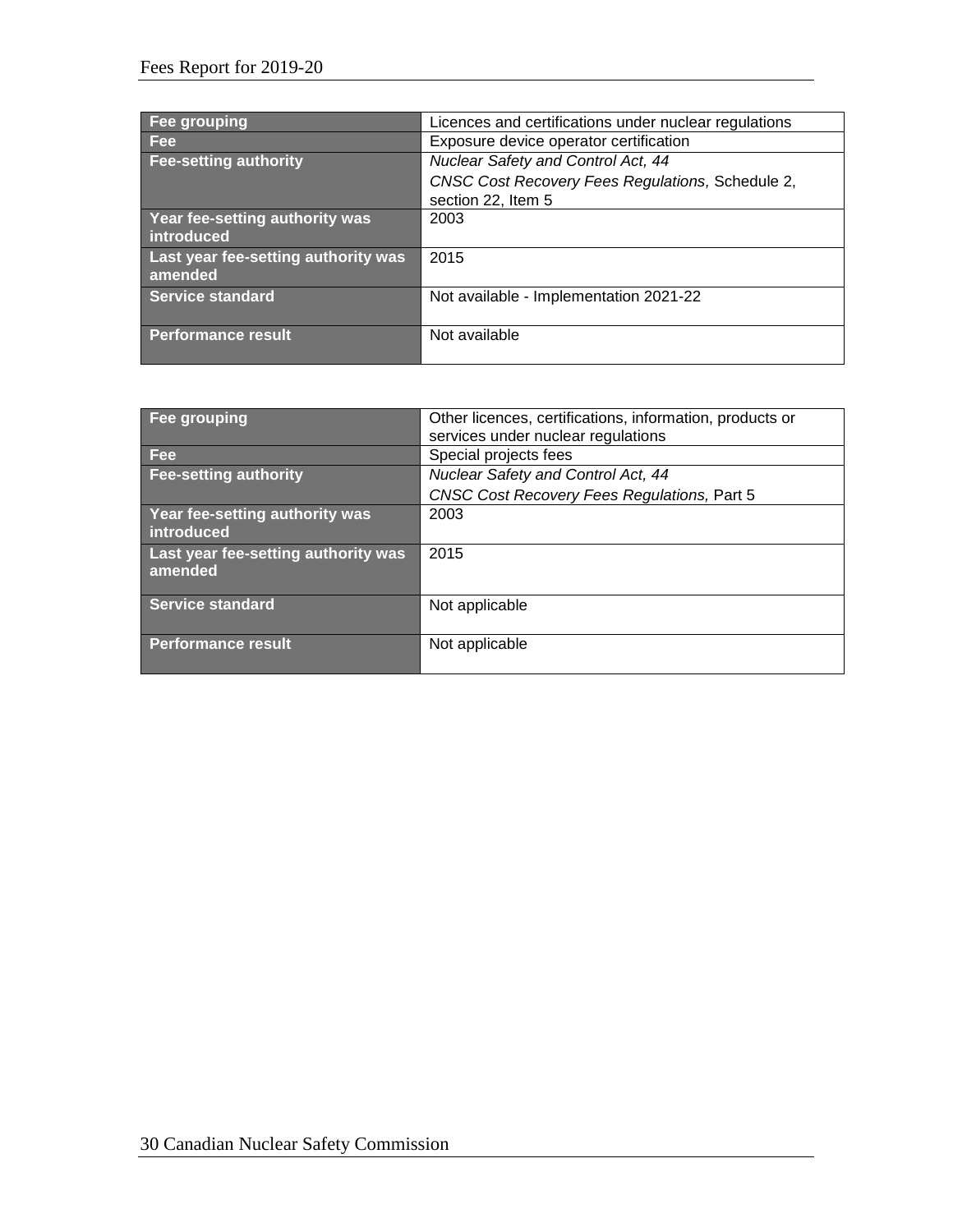| Fee grouping | Licences and certifications under nuclear regulations |
| --- | --- |
| Fee | Exposure device operator certification |
| Fee-setting authority | *Nuclear Safety and Control Act, 44*<br>*CNSC Cost Recovery Fees Regulations,* Schedule 2, section 22, Item 5 |
| Year fee-setting authority was introduced | 2003 |
| Last year fee-setting authority was amended | 2015 |
| Service standard | Not available - Implementation 2021-22 |
| Performance result | Not available |

| Fee grouping | Other licences, certifications, information, products or services under nuclear regulations |
| --- | --- |
| Fee | Special projects fees |
| Fee-setting authority | *Nuclear Safety and Control Act, 44*<br>*CNSC Cost Recovery Fees Regulations,* Part 5 |
| Year fee-setting authority was introduced | 2003 |
| Last year fee-setting authority was amended | 2015 |
| Service standard | Not applicable |
| Performance result | Not applicable |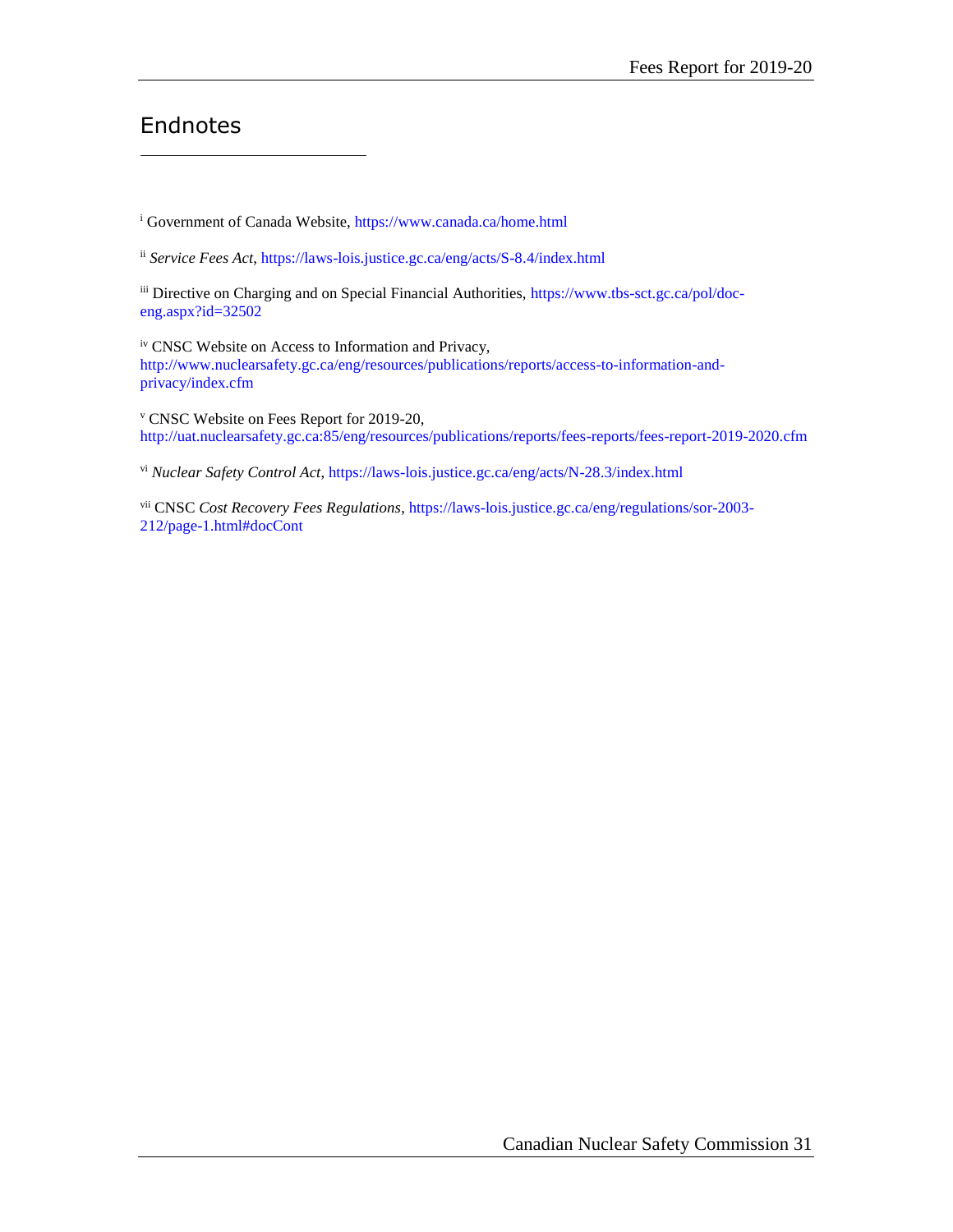## Endnotes

[i] Government of Canada Website, https://www.canada.ca/home.html

[ii] *Service Fees Act*, https://laws-lois.justice.gc.ca/eng/acts/S-8.4/index.html

[iii] Directive on Charging and on Special Financial Authorities, https://www.tbs-sct.gc.ca/pol/doc-eng.aspx?id=32502

[iv] CNSC Website on Access to Information and Privacy, http://www.nuclearsafety.gc.ca/eng/resources/publications/reports/access-to-information-and-privacy/index.cfm

[v] CNSC Website on Fees Report for 2019-20, http://uat.nuclearsafety.gc.ca:85/eng/resources/publications/reports/fees-reports/fees-report-2019-2020.cfm

[vi] *Nuclear Safety Control Act*, https://laws-lois.justice.gc.ca/eng/acts/N-28.3/index.html

[vii] CNSC *Cost Recovery Fees Regulations*, https://laws-lois.justice.gc.ca/eng/regulations/sor-2003-212/page-1.html#docCont